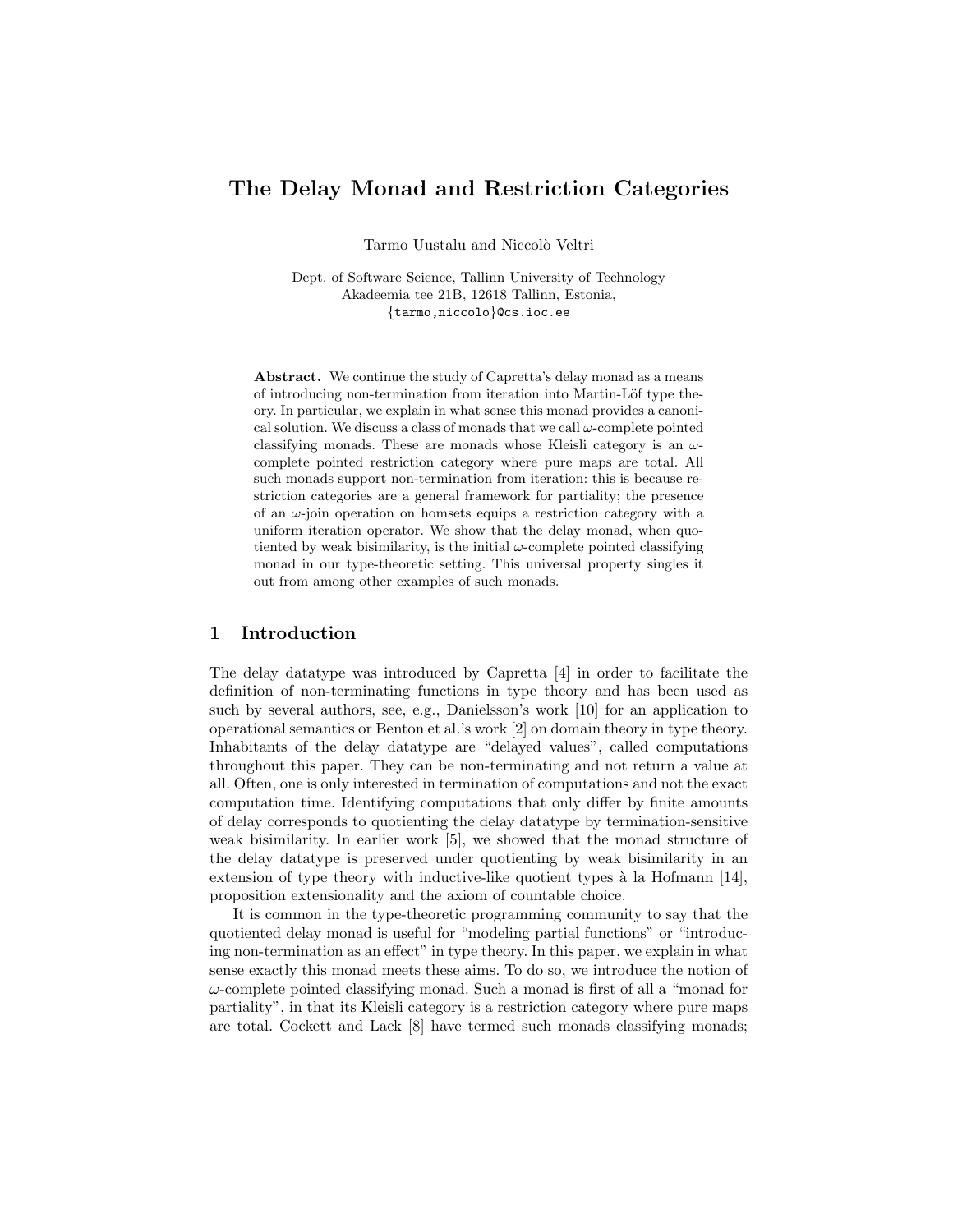# The Delay Monad and Restriction Categories

Tarmo Uustalu and Niccolò Veltri

Dept. of Software Science, Tallinn University of Technology
Akadeemia tee 21B, 12618 Tallinn, Estonia,
{tarmo,niccolo}@cs.ioc.ee

**Abstract.** We continue the study of Capretta's delay monad as a means of introducing non-termination from iteration into Martin-Löf type theory. In particular, we explain in what sense this monad provides a canonical solution. We discuss a class of monads that we call $\omega$-complete pointed classifying monads. These are monads whose Kleisli category is an $\omega$-complete pointed restriction category where pure maps are total. All such monads support non-termination from iteration: this is because restriction categories are a general framework for partiality; the presence of an $\omega$-join operation on homsets equips a restriction category with a uniform iteration operator. We show that the delay monad, when quotiented by weak bisimilarity, is the initial $\omega$-complete pointed classifying monad in our type-theoretic setting. This universal property singles it out from among other examples of such monads.

## 1 Introduction

The delay datatype was introduced by Capretta [4] in order to facilitate the definition of non-terminating functions in type theory and has been used as such by several authors, see, e.g., Danielsson's work [10] for an application to operational semantics or Benton et al.'s work [2] on domain theory in type theory. Inhabitants of the delay datatype are "delayed values", called computations throughout this paper. They can be non-terminating and not return a value at all. Often, one is only interested in termination of computations and not the exact computation time. Identifying computations that only differ by finite amounts of delay corresponds to quotienting the delay datatype by termination-sensitive weak bisimilarity. In earlier work [5], we showed that the monad structure of the delay datatype is preserved under quotienting by weak bisimilarity in an extension of type theory with inductive-like quotient types à la Hofmann [14], proposition extensionality and the axiom of countable choice.

It is common in the type-theoretic programming community to say that the quotiented delay monad is useful for "modeling partial functions" or "introducing non-termination as an effect" in type theory. In this paper, we explain in what sense exactly this monad meets these aims. To do so, we introduce the notion of $\omega$-complete pointed classifying monad. Such a monad is first of all a "monad for partiality", in that its Kleisli category is a restriction category where pure maps are total. Cockett and Lack [8] have termed such monads classifying monads;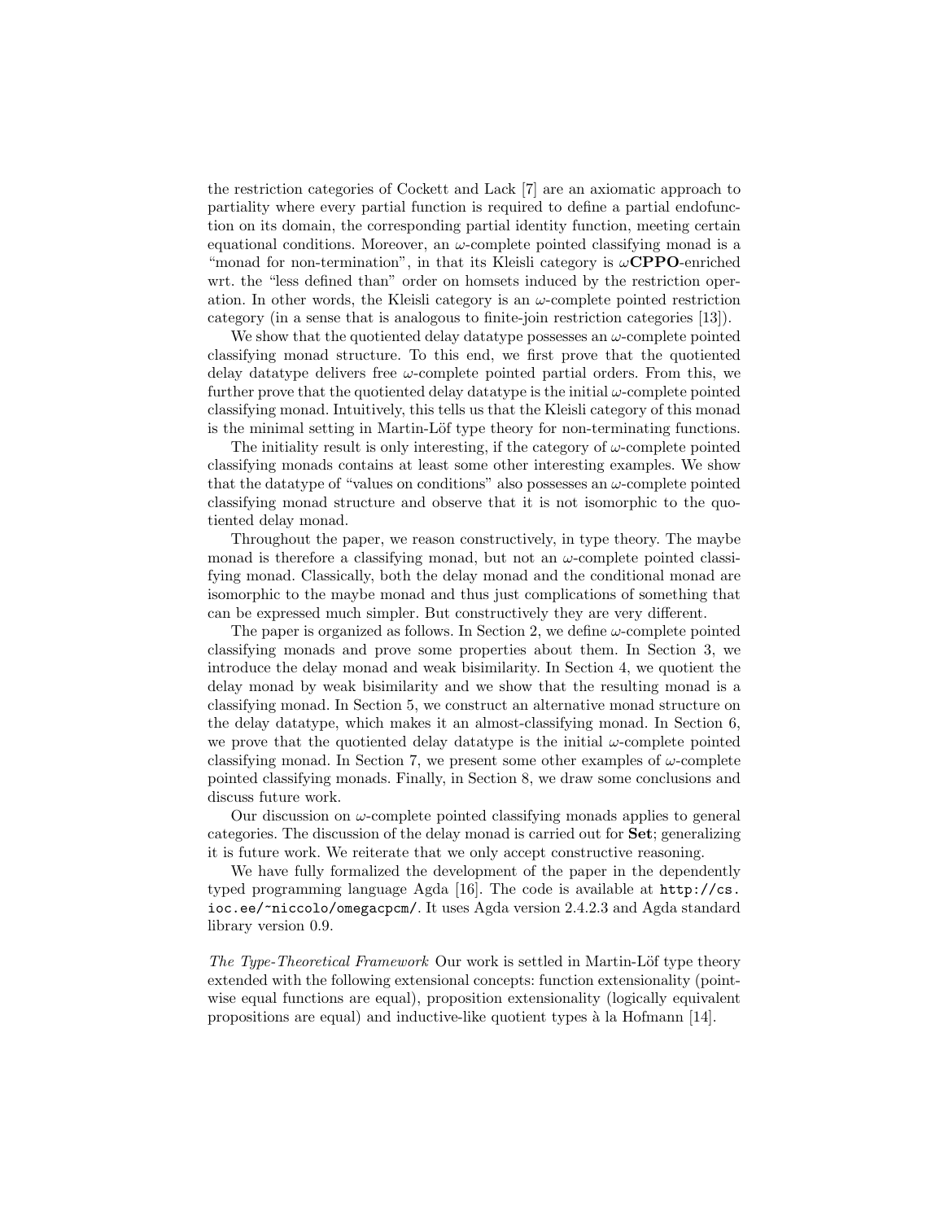the restriction categories of Cockett and Lack [7] are an axiomatic approach to partiality where every partial function is required to define a partial endofunction on its domain, the corresponding partial identity function, meeting certain equational conditions. Moreover, an $\omega$-complete pointed classifying monad is a "monad for non-termination", in that its Kleisli category is $\omega$**CPPO**-enriched wrt. the "less defined than" order on homsets induced by the restriction operation. In other words, the Kleisli category is an $\omega$-complete pointed restriction category (in a sense that is analogous to finite-join restriction categories [13]).

We show that the quotiented delay datatype possesses an $\omega$-complete pointed classifying monad structure. To this end, we first prove that the quotiented delay datatype delivers free $\omega$-complete pointed partial orders. From this, we further prove that the quotiented delay datatype is the initial $\omega$-complete pointed classifying monad. Intuitively, this tells us that the Kleisli category of this monad is the minimal setting in Martin-Löf type theory for non-terminating functions.

The initiality result is only interesting, if the category of $\omega$-complete pointed classifying monads contains at least some other interesting examples. We show that the datatype of "values on conditions" also possesses an $\omega$-complete pointed classifying monad structure and observe that it is not isomorphic to the quotiented delay monad.

Throughout the paper, we reason constructively, in type theory. The maybe monad is therefore a classifying monad, but not an $\omega$-complete pointed classifying monad. Classically, both the delay monad and the conditional monad are isomorphic to the maybe monad and thus just complications of something that can be expressed much simpler. But constructively they are very different.

The paper is organized as follows. In Section 2, we define $\omega$-complete pointed classifying monads and prove some properties about them. In Section 3, we introduce the delay monad and weak bisimilarity. In Section 4, we quotient the delay monad by weak bisimilarity and we show that the resulting monad is a classifying monad. In Section 5, we construct an alternative monad structure on the delay datatype, which makes it an almost-classifying monad. In Section 6, we prove that the quotiented delay datatype is the initial $\omega$-complete pointed classifying monad. In Section 7, we present some other examples of $\omega$-complete pointed classifying monads. Finally, in Section 8, we draw some conclusions and discuss future work.

Our discussion on $\omega$-complete pointed classifying monads applies to general categories. The discussion of the delay monad is carried out for **Set**; generalizing it is future work. We reiterate that we only accept constructive reasoning.

We have fully formalized the development of the paper in the dependently typed programming language Agda [16]. The code is available at `http://cs.ioc.ee/~niccolo/omegacpcm/`. It uses Agda version 2.4.2.3 and Agda standard library version 0.9.

*The Type-Theoretical Framework* Our work is settled in Martin-Löf type theory extended with the following extensional concepts: function extensionality (pointwise equal functions are equal), proposition extensionality (logically equivalent propositions are equal) and inductive-like quotient types à la Hofmann [14].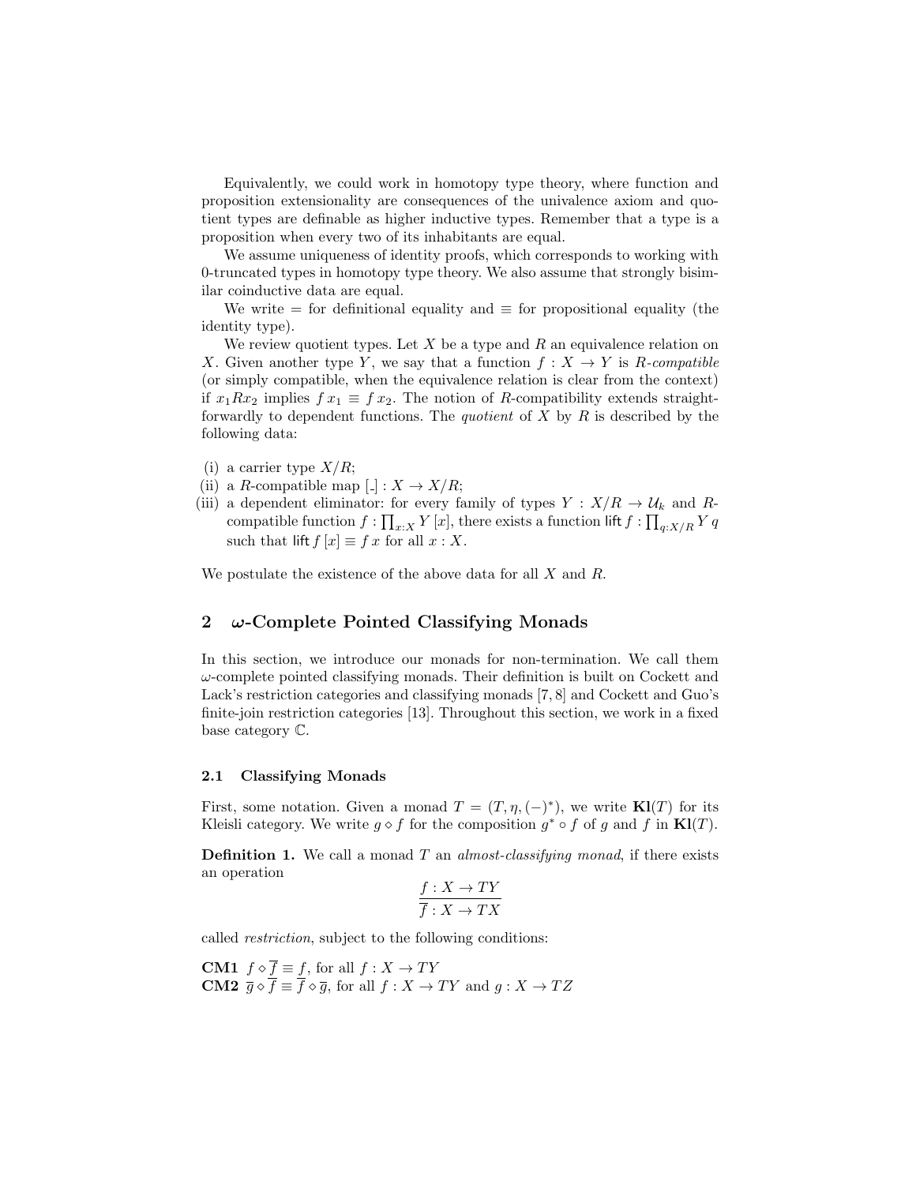Equivalently, we could work in homotopy type theory, where function and proposition extensionality are consequences of the univalence axiom and quotient types are definable as higher inductive types. Remember that a type is a proposition when every two of its inhabitants are equal.

We assume uniqueness of identity proofs, which corresponds to working with 0-truncated types in homotopy type theory. We also assume that strongly bisimilar coinductive data are equal.

We write $=$ for definitional equality and $\equiv$ for propositional equality (the identity type).

We review quotient types. Let $X$ be a type and $R$ an equivalence relation on $X$. Given another type $Y$, we say that a function $f : X \to Y$ is *$R$-compatible* (or simply compatible, when the equivalence relation is clear from the context) if $x_1 R x_2$ implies $f\, x_1 \equiv f\, x_2$. The notion of $R$-compatibility extends straightforwardly to dependent functions. The *quotient* of $X$ by $R$ is described by the following data:

(i) a carrier type $X/R$;
(ii) a $R$-compatible map $[\_] : X \to X/R$;
(iii) a dependent eliminator: for every family of types $Y : X/R \to \mathcal{U}_k$ and $R$-compatible function $f : \prod_{x:X} Y\, [x]$, there exists a function $\mathsf{lift}\, f : \prod_{q:X/R} Y\, q$ such that $\mathsf{lift}\, f\, [x] \equiv f\, x$ for all $x : X$.

We postulate the existence of the above data for all $X$ and $R$.

## 2 $\omega$-Complete Pointed Classifying Monads

In this section, we introduce our monads for non-termination. We call them $\omega$-complete pointed classifying monads. Their definition is built on Cockett and Lack's restriction categories and classifying monads [7, 8] and Cockett and Guo's finite-join restriction categories [13]. Throughout this section, we work in a fixed base category $\mathbb{C}$.

### 2.1 Classifying Monads

First, some notation. Given a monad $T = (T, \eta, (-)^*)$, we write $\mathbf{Kl}(T)$ for its Kleisli category. We write $g \diamond f$ for the composition $g^* \circ f$ of $g$ and $f$ in $\mathbf{Kl}(T)$.

**Definition 1.** We call a monad $T$ an *almost-classifying monad*, if there exists an operation

$$\frac{f : X \to TY}{\overline{f} : X \to TX}$$

called *restriction*, subject to the following conditions:

**CM1** $f \diamond \overline{f} \equiv f$, for all $f : X \to TY$
**CM2** $\overline{g} \diamond \overline{f} \equiv \overline{f} \diamond \overline{g}$, for all $f : X \to TY$ and $g : X \to TZ$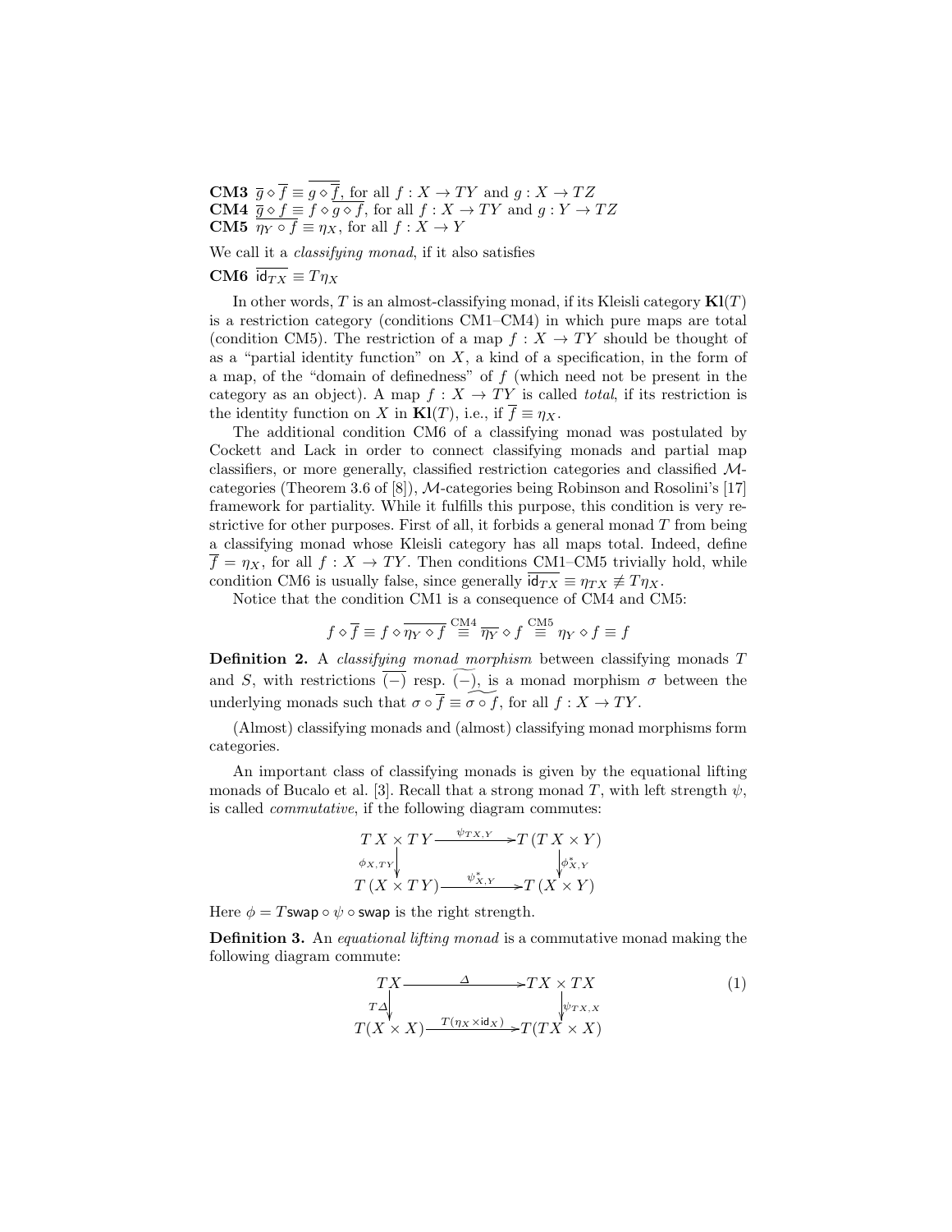**CM3** $\overline{g} \diamond \overline{f} \equiv \overline{g \diamond \overline{f}}$, for all $f : X \to TY$ and $g : X \to TZ$
**CM4** $\overline{g} \diamond f \equiv f \diamond \overline{g \diamond f}$, for all $f : X \to TY$ and $g : Y \to TZ$
**CM5** $\overline{\eta_Y \circ f} \equiv \eta_X$, for all $f : X \to Y$

We call it a *classifying monad*, if it also satisfies

**CM6** $\overline{\mathsf{id}_{TX}} \equiv T\eta_X$

In other words, $T$ is an almost-classifying monad, if its Kleisli category $\mathbf{Kl}(T)$ is a restriction category (conditions CM1–CM4) in which pure maps are total (condition CM5). The restriction of a map $f : X \to TY$ should be thought of as a "partial identity function" on $X$, a kind of a specification, in the form of a map, of the "domain of definedness" of $f$ (which need not be present in the category as an object). A map $f : X \to TY$ is called *total*, if its restriction is the identity function on $X$ in $\mathbf{Kl}(T)$, i.e., if $\overline{f} \equiv \eta_X$.

The additional condition CM6 of a classifying monad was postulated by Cockett and Lack in order to connect classifying monads and partial map classifiers, or more generally, classified restriction categories and classified $\mathcal{M}$-categories (Theorem 3.6 of [8]), $\mathcal{M}$-categories being Robinson and Rosolini's [17] framework for partiality. While it fulfills this purpose, this condition is very restrictive for other purposes. First of all, it forbids a general monad $T$ from being a classifying monad whose Kleisli category has all maps total. Indeed, define $\overline{f} = \eta_X$, for all $f : X \to TY$. Then conditions CM1–CM5 trivially hold, while condition CM6 is usually false, since generally $\overline{\mathsf{id}_{TX}} \equiv \eta_{TX} \not\equiv T\eta_X$.

Notice that the condition CM1 is a consequence of CM4 and CM5:

$$f \diamond \overline{f} \equiv f \diamond \overline{\eta_Y \diamond f} \overset{\text{CM4}}{\equiv} \overline{\eta_Y} \diamond f \overset{\text{CM5}}{\equiv} \eta_Y \diamond f \equiv f$$

**Definition 2.** A *classifying monad morphism* between classifying monads $T$ and $S$, with restrictions $\overline{(-)}$ resp. $\widetilde{(-)}$, is a monad morphism $\sigma$ between the underlying monads such that $\sigma \circ \overline{f} \equiv \widetilde{\sigma \circ f}$, for all $f : X \to TY$.

(Almost) classifying monads and (almost) classifying monad morphisms form categories.

An important class of classifying monads is given by the equational lifting monads of Bucalo et al. [3]. Recall that a strong monad $T$, with left strength $\psi$, is called *commutative*, if the following diagram commutes:

$$\begin{array}{ccc} T\,X \times T\,Y & \xrightarrow{\psi_{TX,Y}} & T\,(T\,X \times Y) \\ \downarrow{\scriptstyle \phi_{X,TY}} & & \downarrow{\scriptstyle \phi^*_{X,Y}} \\ T\,(X \times T\,Y) & \xrightarrow{\psi^*_{X,Y}} & T\,(X \times Y) \end{array}$$

Here $\phi = T\mathsf{swap} \circ \psi \circ \mathsf{swap}$ is the right strength.

**Definition 3.** An *equational lifting monad* is a commutative monad making the following diagram commute:

$$\begin{array}{ccc} TX & \xrightarrow{\Delta} & TX \times TX \\ \downarrow{\scriptstyle T\Delta} & & \downarrow{\scriptstyle \psi_{TX,X}} \\ T(X \times X) & \xrightarrow{T(\eta_X \times \mathsf{id}_X)} & T(TX \times X) \end{array} \tag{1}$$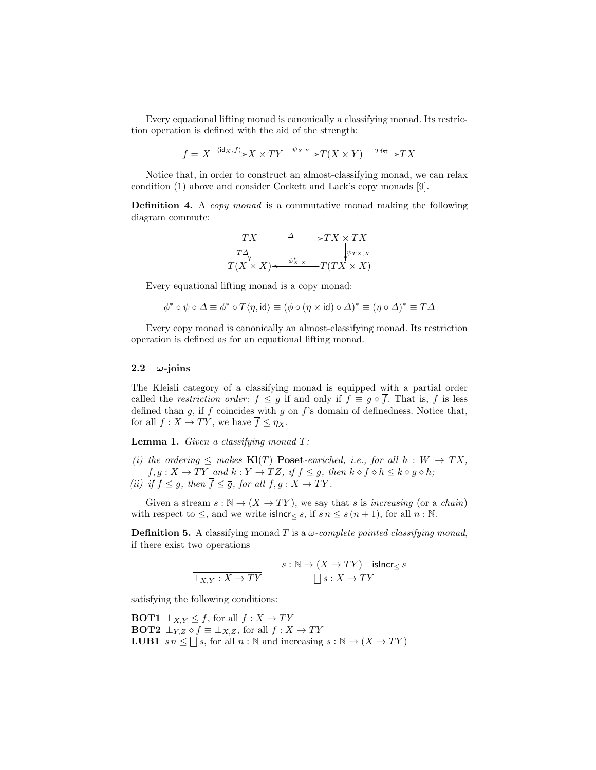Every equational lifting monad is canonically a classifying monad. Its restriction operation is defined with the aid of the strength:

$$\overline{f} = X \xrightarrow{\langle \mathsf{id}_X, f\rangle} X \times TY \xrightarrow{\psi_{X,Y}} T(X \times Y) \xrightarrow{T\mathsf{fst}} TX$$

Notice that, in order to construct an almost-classifying monad, we can relax condition (1) above and consider Cockett and Lack's copy monads [9].

**Definition 4.** A *copy monad* is a commutative monad making the following diagram commute:

$$\begin{array}{ccc} TX & \xrightarrow{\Delta} & TX \times TX \\ {\scriptstyle T\Delta}\downarrow & & \downarrow{\scriptstyle \psi_{TX,X}} \\ T(X \times X) & \xleftarrow{\phi^*_{X,X}} & T(TX \times X) \end{array}$$

Every equational lifting monad is a copy monad:

$$\phi^* \circ \psi \circ \Delta \equiv \phi^* \circ T\langle \eta, \mathsf{id}\rangle \equiv (\phi \circ (\eta \times \mathsf{id}) \circ \Delta)^* \equiv (\eta \circ \Delta)^* \equiv T\Delta$$

Every copy monad is canonically an almost-classifying monad. Its restriction operation is defined as for an equational lifting monad.

### 2.2 $\omega$-joins

The Kleisli category of a classifying monad is equipped with a partial order called the *restriction order*: $f \leq g$ if and only if $f \equiv g \diamond \overline{f}$. That is, $f$ is less defined than $g$, if $f$ coincides with $g$ on $f$'s domain of definedness. Notice that, for all $f : X \to TY$, we have $\overline{f} \leq \eta_X$.

**Lemma 1.** *Given a classifying monad $T$:*

*(i) the ordering $\leq$ makes $\mathbf{Kl}(T)$ $\mathbf{Poset}$-enriched, i.e., for all $h : W \to TX$, $f, g : X \to TY$ and $k : Y \to TZ$, if $f \leq g$, then $k \diamond f \diamond h \leq k \diamond g \diamond h$;*
*(ii) if $f \leq g$, then $\overline{f} \leq \overline{g}$, for all $f, g : X \to TY$.*

Given a stream $s : \mathbb{N} \to (X \to TY)$, we say that $s$ is *increasing* (or a *chain*) with respect to $\leq$, and we write $\mathsf{isIncr}_{\leq}\, s$, if $s\, n \leq s\,(n+1)$, for all $n : \mathbb{N}$.

**Definition 5.** A classifying monad $T$ is a *$\omega$-complete pointed classifying monad*, if there exist two operations

$$\frac{}{\bot_{X,Y} : X \to TY} \qquad \frac{s : \mathbb{N} \to (X \to TY) \quad \mathsf{isIncr}_{\leq}\, s}{\bigsqcup s : X \to TY}$$

satisfying the following conditions:

**BOT1** $\bot_{X,Y} \leq f$, for all $f : X \to TY$
**BOT2** $\bot_{Y,Z} \diamond f \equiv \bot_{X,Z}$, for all $f : X \to TY$
**LUB1** $s\, n \leq \bigsqcup s$, for all $n : \mathbb{N}$ and increasing $s : \mathbb{N} \to (X \to TY)$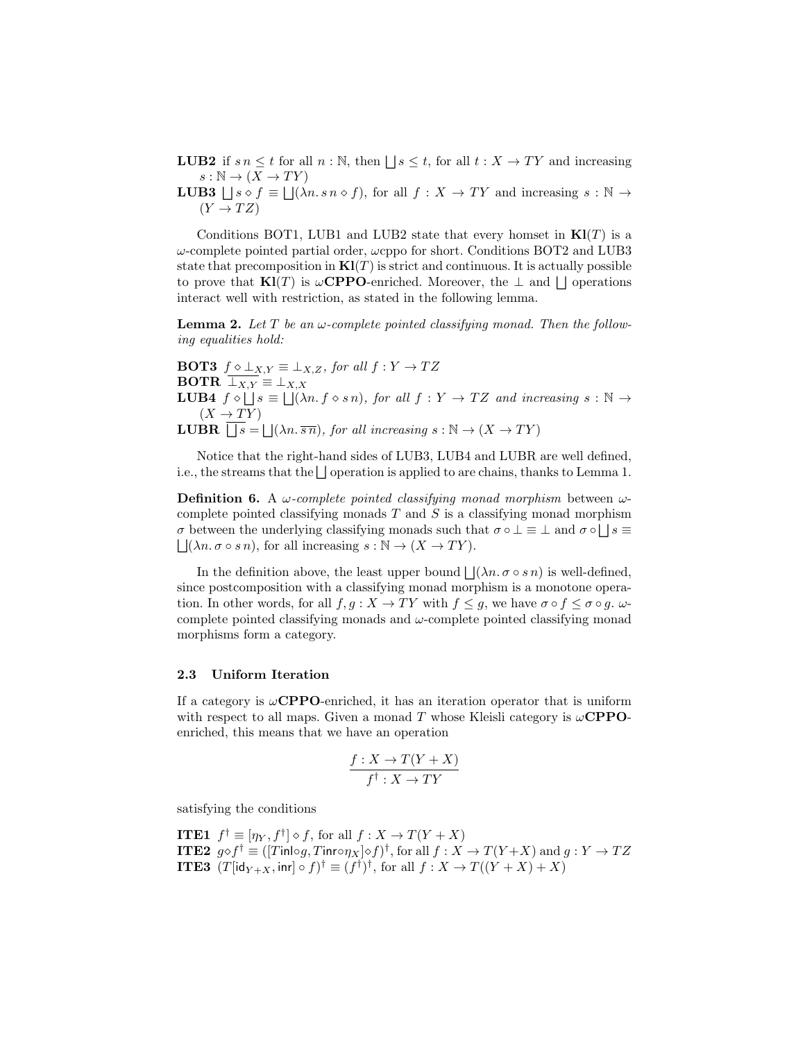**LUB2** if $s\,n \leq t$ for all $n : \mathbb{N}$, then $\bigsqcup s \leq t$, for all $t : X \to TY$ and increasing $s : \mathbb{N} \to (X \to TY)$

**LUB3** $\bigsqcup s \diamond f \equiv \bigsqcup(\lambda n.\, s\,n \diamond f)$, for all $f : X \to TY$ and increasing $s : \mathbb{N} \to (Y \to TZ)$

Conditions BOT1, LUB1 and LUB2 state that every homset in $\mathbf{Kl}(T)$ is a $\omega$-complete pointed partial order, $\omega$cppo for short. Conditions BOT2 and LUB3 state that precomposition in $\mathbf{Kl}(T)$ is strict and continuous. It is actually possible to prove that $\mathbf{Kl}(T)$ is $\omega\mathbf{CPPO}$-enriched. Moreover, the $\bot$ and $\bigsqcup$ operations interact well with restriction, as stated in the following lemma.

**Lemma 2.** *Let $T$ be an $\omega$-complete pointed classifying monad. Then the following equalities hold:*

**BOT3** $f \diamond \bot_{X,Y} \equiv \bot_{X,Z}$*, for all* $f : Y \to TZ$

**BOTR** $\overline{\bot_{X,Y}} \equiv \bot_{X,X}$

**LUB4** $f \diamond \bigsqcup s \equiv \bigsqcup(\lambda n.\, f \diamond s\,n)$*, for all* $f : Y \to TZ$ *and increasing* $s : \mathbb{N} \to (X \to TY)$

**LUBR** $\overline{\bigsqcup s} = \bigsqcup(\lambda n.\, \overline{s\,n})$*, for all increasing* $s : \mathbb{N} \to (X \to TY)$

Notice that the right-hand sides of LUB3, LUB4 and LUBR are well defined, i.e., the streams that the $\bigsqcup$ operation is applied to are chains, thanks to Lemma 1.

**Definition 6.** A *$\omega$-complete pointed classifying monad morphism* between $\omega$-complete pointed classifying monads $T$ and $S$ is a classifying monad morphism $\sigma$ between the underlying classifying monads such that $\sigma \circ \bot \equiv \bot$ and $\sigma \circ \bigsqcup s \equiv \bigsqcup(\lambda n.\, \sigma \circ s\,n)$, for all increasing $s : \mathbb{N} \to (X \to TY)$.

In the definition above, the least upper bound $\bigsqcup(\lambda n.\, \sigma \circ s\,n)$ is well-defined, since postcomposition with a classifying monad morphism is a monotone operation. In other words, for all $f, g : X \to TY$ with $f \leq g$, we have $\sigma \circ f \leq \sigma \circ g$. $\omega$-complete pointed classifying monads and $\omega$-complete pointed classifying monad morphisms form a category.

### 2.3 Uniform Iteration

If a category is $\omega\mathbf{CPPO}$-enriched, it has an iteration operator that is uniform with respect to all maps. Given a monad $T$ whose Kleisli category is $\omega\mathbf{CPPO}$-enriched, this means that we have an operation

$$\frac{f : X \to T(Y + X)}{f^\dagger : X \to TY}$$

satisfying the conditions

**ITE1** $f^\dagger \equiv [\eta_Y, f^\dagger] \diamond f$, for all $f : X \to T(Y + X)$

**ITE2** $g \diamond f^\dagger \equiv ([T\mathsf{inl} \circ g, T\mathsf{inr} \circ \eta_X] \diamond f)^\dagger$, for all $f : X \to T(Y + X)$ and $g : Y \to TZ$

**ITE3** $(T[\mathsf{id}_{Y+X}, \mathsf{inr}] \circ f)^\dagger \equiv (f^\dagger)^\dagger$, for all $f : X \to T((Y + X) + X)$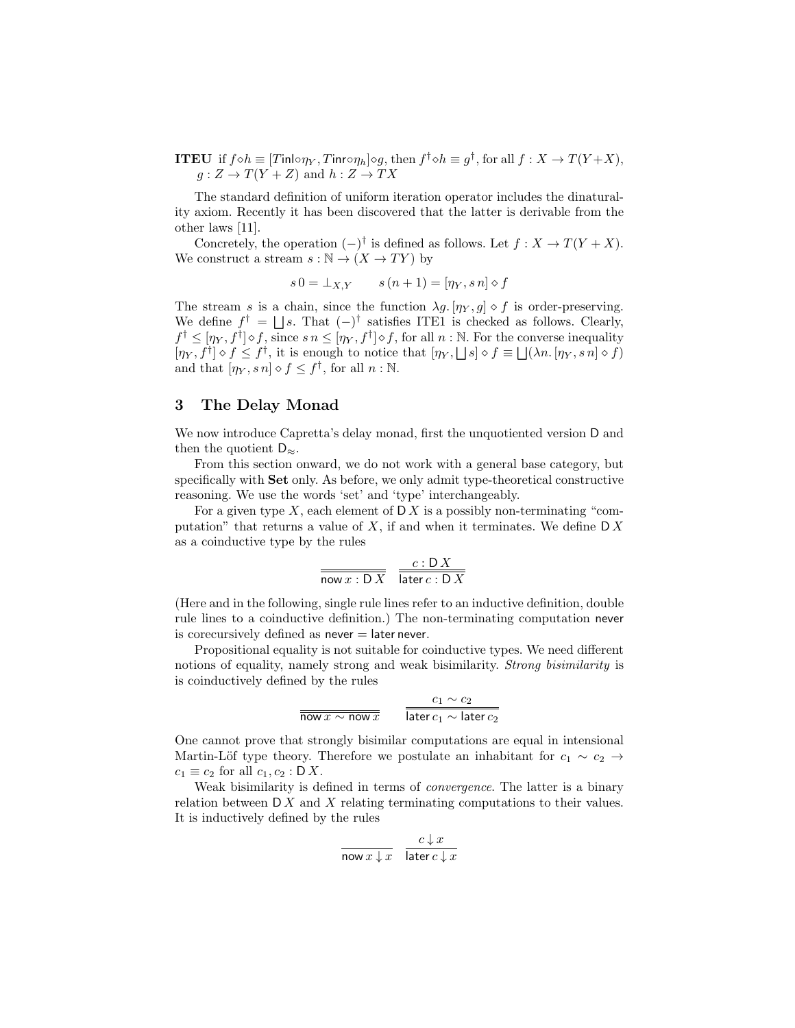**ITEU** if $f \diamond h \equiv [T\mathsf{inl} \circ \eta_Y, T\mathsf{inr} \circ \eta_h] \diamond g$, then $f^\dagger \diamond h \equiv g^\dagger$, for all $f : X \to T(Y+X)$, $g : Z \to T(Y+Z)$ and $h : Z \to TX$

The standard definition of uniform iteration operator includes the dinaturality axiom. Recently it has been discovered that the latter is derivable from the other laws [11].

Concretely, the operation $(-)^\dagger$ is defined as follows. Let $f : X \to T(Y+X)$. We construct a stream $s : \mathbb{N} \to (X \to TY)$ by

$$s\,0 = \bot_{X,Y} \qquad s\,(n+1) = [\eta_Y, s\,n] \diamond f$$

The stream $s$ is a chain, since the function $\lambda g. [\eta_Y, g] \diamond f$ is order-preserving. We define $f^\dagger = \bigsqcup s$. That $(-)^\dagger$ satisfies ITE1 is checked as follows. Clearly, $f^\dagger \leq [\eta_Y, f^\dagger] \diamond f$, since $s\,n \leq [\eta_Y, f^\dagger] \diamond f$, for all $n : \mathbb{N}$. For the converse inequality $[\eta_Y, f^\dagger] \diamond f \leq f^\dagger$, it is enough to notice that $[\eta_Y, \bigsqcup s] \diamond f \equiv \bigsqcup(\lambda n. [\eta_Y, s\,n] \diamond f)$ and that $[\eta_Y, s\,n] \diamond f \leq f^\dagger$, for all $n : \mathbb{N}$.

## 3 The Delay Monad

We now introduce Capretta's delay monad, first the unquotiented version $\mathsf{D}$ and then the quotient $\mathsf{D}_\approx$.

From this section onward, we do not work with a general base category, but specifically with **Set** only. As before, we only admit type-theoretical constructive reasoning. We use the words 'set' and 'type' interchangeably.

For a given type $X$, each element of $\mathsf{D}\,X$ is a possibly non-terminating "computation" that returns a value of $X$, if and when it terminates. We define $\mathsf{D}\,X$ as a coinductive type by the rules

$$\frac{}{\mathsf{now}\,x : \mathsf{D}\,X} \qquad \frac{c : \mathsf{D}\,X}{\mathsf{later}\,c : \mathsf{D}\,X}$$

(Here and in the following, single rule lines refer to an inductive definition, double rule lines to a coinductive definition.) The non-terminating computation $\mathsf{never}$ is corecursively defined as $\mathsf{never} = \mathsf{later}\,\mathsf{never}$.

Propositional equality is not suitable for coinductive types. We need different notions of equality, namely strong and weak bisimilarity. *Strong bisimilarity* is is coinductively defined by the rules

$$\frac{}{\mathsf{now}\,x \sim \mathsf{now}\,x} \qquad \frac{c_1 \sim c_2}{\mathsf{later}\,c_1 \sim \mathsf{later}\,c_2}$$

One cannot prove that strongly bisimilar computations are equal in intensional Martin-Löf type theory. Therefore we postulate an inhabitant for $c_1 \sim c_2 \to c_1 \equiv c_2$ for all $c_1, c_2 : \mathsf{D}\,X$.

Weak bisimilarity is defined in terms of *convergence*. The latter is a binary relation between $\mathsf{D}\,X$ and $X$ relating terminating computations to their values. It is inductively defined by the rules

$$\frac{}{\mathsf{now}\,x \downarrow x} \qquad \frac{c \downarrow x}{\mathsf{later}\,c \downarrow x}$$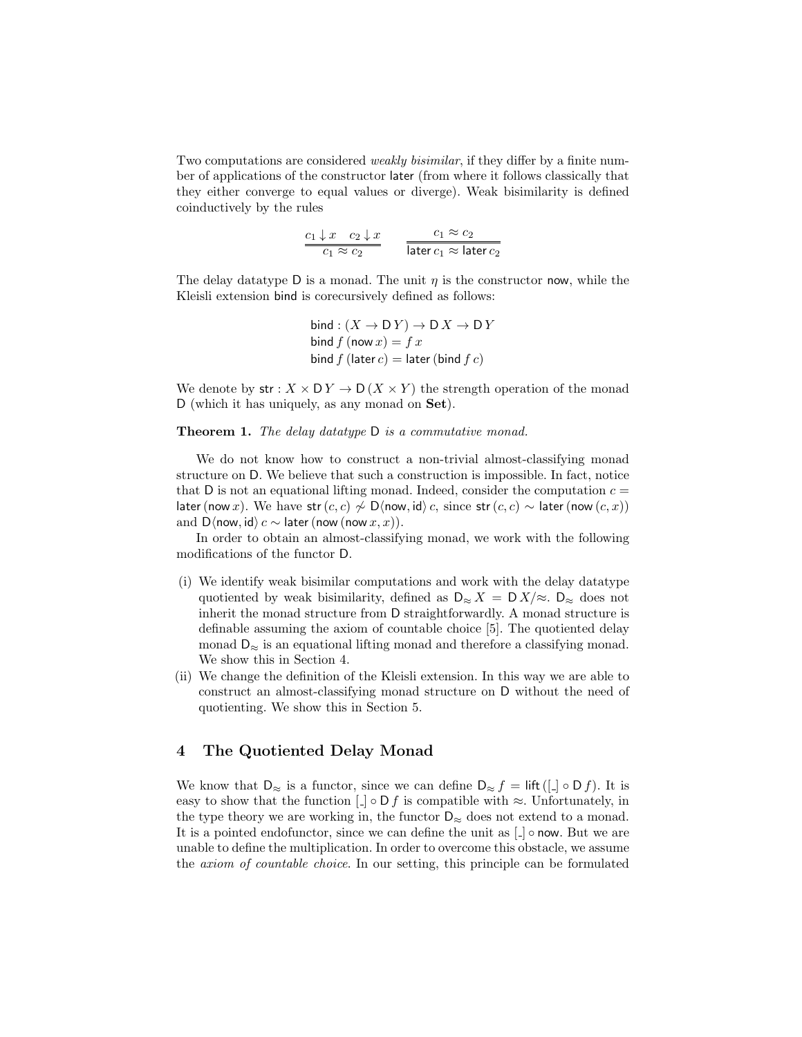Two computations are considered *weakly bisimilar*, if they differ by a finite number of applications of the constructor $\mathsf{later}$ (from where it follows classically that they either converge to equal values or diverge). Weak bisimilarity is defined coinductively by the rules

$$\frac{c_1 \downarrow x \quad c_2 \downarrow x}{c_1 \approx c_2} \qquad \frac{c_1 \approx c_2}{\mathsf{later}\, c_1 \approx \mathsf{later}\, c_2}$$

The delay datatype $\mathsf{D}$ is a monad. The unit $\eta$ is the constructor $\mathsf{now}$, while the Kleisli extension $\mathsf{bind}$ is corecursively defined as follows:

$$\begin{aligned}
&\mathsf{bind} : (X \to \mathsf{D}\, Y) \to \mathsf{D}\, X \to \mathsf{D}\, Y \\
&\mathsf{bind}\, f\, (\mathsf{now}\, x) = f\, x \\
&\mathsf{bind}\, f\, (\mathsf{later}\, c) = \mathsf{later}\, (\mathsf{bind}\, f\, c)
\end{aligned}$$

We denote by $\mathsf{str} : X \times \mathsf{D}\, Y \to \mathsf{D}\, (X \times Y)$ the strength operation of the monad $\mathsf{D}$ (which it has uniquely, as any monad on **Set**).

**Theorem 1.** *The delay datatype* $\mathsf{D}$ *is a commutative monad.*

We do not know how to construct a non-trivial almost-classifying monad structure on $\mathsf{D}$. We believe that such a construction is impossible. In fact, notice that $\mathsf{D}$ is not an equational lifting monad. Indeed, consider the computation $c = \mathsf{later}\, (\mathsf{now}\, x)$. We have $\mathsf{str}\, (c, c) \not\sim \mathsf{D}\langle \mathsf{now}, \mathsf{id}\rangle\, c$, since $\mathsf{str}\, (c, c) \sim \mathsf{later}\, (\mathsf{now}\, (c, x))$ and $\mathsf{D}\langle \mathsf{now}, \mathsf{id}\rangle\, c \sim \mathsf{later}\, (\mathsf{now}\, (\mathsf{now}\, x, x))$.

In order to obtain an almost-classifying monad, we work with the following modifications of the functor $\mathsf{D}$.

(i) We identify weak bisimilar computations and work with the delay datatype quotiented by weak bisimilarity, defined as $\mathsf{D}_{\approx}\, X = \mathsf{D}\, X/{\approx}$. $\mathsf{D}_{\approx}$ does not inherit the monad structure from $\mathsf{D}$ straightforwardly. A monad structure is definable assuming the axiom of countable choice [5]. The quotiented delay monad $\mathsf{D}_{\approx}$ is an equational lifting monad and therefore a classifying monad. We show this in Section 4.

(ii) We change the definition of the Kleisli extension. In this way we are able to construct an almost-classifying monad structure on $\mathsf{D}$ without the need of quotienting. We show this in Section 5.

## 4 The Quotiented Delay Monad

We know that $\mathsf{D}_{\approx}$ is a functor, since we can define $\mathsf{D}_{\approx}\, f = \mathsf{lift}\, ([\_] \circ \mathsf{D}\, f)$. It is easy to show that the function $[\_] \circ \mathsf{D}\, f$ is compatible with $\approx$. Unfortunately, in the type theory we are working in, the functor $\mathsf{D}_{\approx}$ does not extend to a monad. It is a pointed endofunctor, since we can define the unit as $[\_] \circ \mathsf{now}$. But we are unable to define the multiplication. In order to overcome this obstacle, we assume the *axiom of countable choice*. In our setting, this principle can be formulated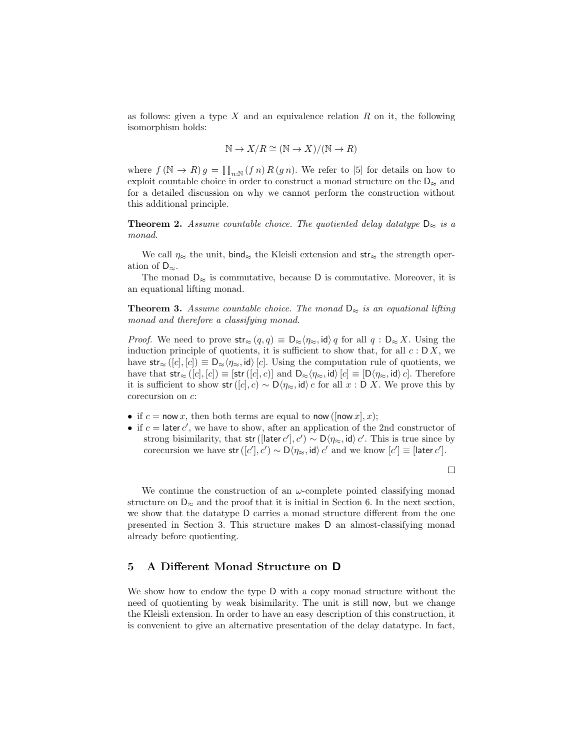as follows: given a type $X$ and an equivalence relation $R$ on it, the following isomorphism holds:

$$\mathbb{N} \to X/R \cong (\mathbb{N} \to X)/(\mathbb{N} \to R)$$

where $f\,(\mathbb{N} \to R)\,g = \prod_{n:\mathbb{N}} (f\,n)\,R\,(g\,n)$. We refer to [5] for details on how to exploit countable choice in order to construct a monad structure on the $\mathsf{D}_{\approx}$ and for a detailed discussion on why we cannot perform the construction without this additional principle.

**Theorem 2.** *Assume countable choice. The quotiented delay datatype $\mathsf{D}_{\approx}$ is a monad.*

We call $\eta_{\approx}$ the unit, $\mathsf{bind}_{\approx}$ the Kleisli extension and $\mathsf{str}_{\approx}$ the strength operation of $\mathsf{D}_{\approx}$.

The monad $\mathsf{D}_{\approx}$ is commutative, because $\mathsf{D}$ is commutative. Moreover, it is an equational lifting monad.

**Theorem 3.** *Assume countable choice. The monad $\mathsf{D}_{\approx}$ is an equational lifting monad and therefore a classifying monad.*

*Proof.* We need to prove $\mathsf{str}_{\approx}\,(q, q) \equiv \mathsf{D}_{\approx}\langle \eta_{\approx}, \mathsf{id}\rangle\, q$ for all $q : \mathsf{D}_{\approx}\,X$. Using the induction principle of quotients, it is sufficient to show that, for all $c : \mathsf{D}\,X$, we have $\mathsf{str}_{\approx}\,([c], [c]) \equiv \mathsf{D}_{\approx}\langle \eta_{\approx}, \mathsf{id}\rangle\,[c]$. Using the computation rule of quotients, we have that $\mathsf{str}_{\approx}\,([c], [c]) \equiv [\mathsf{str}\,([c], c)]$ and $\mathsf{D}_{\approx}\langle \eta_{\approx}, \mathsf{id}\rangle\,[c] \equiv [\mathsf{D}\langle \eta_{\approx}, \mathsf{id}\rangle\, c]$. Therefore it is sufficient to show $\mathsf{str}\,([c], c) \sim \mathsf{D}\langle \eta_{\approx}, \mathsf{id}\rangle\, c$ for all $x : \mathsf{D}\;X$. We prove this by corecursion on $c$:

- if $c = \mathsf{now}\,x$, then both terms are equal to $\mathsf{now}\,([\mathsf{now}\,x], x)$;
- if $c = \mathsf{later}\,c'$, we have to show, after an application of the 2nd constructor of strong bisimilarity, that $\mathsf{str}\,([\mathsf{later}\,c'], c') \sim \mathsf{D}\langle \eta_{\approx}, \mathsf{id}\rangle\, c'$. This is true since by corecursion we have $\mathsf{str}\,([c'], c') \sim \mathsf{D}\langle \eta_{\approx}, \mathsf{id}\rangle\, c'$ and we know $[c'] \equiv [\mathsf{later}\,c']$.

□

We continue the construction of an $\omega$-complete pointed classifying monad structure on $\mathsf{D}_{\approx}$ and the proof that it is initial in Section 6. In the next section, we show that the datatype $\mathsf{D}$ carries a monad structure different from the one presented in Section 3. This structure makes $\mathsf{D}$ an almost-classifying monad already before quotienting.

## 5 A Different Monad Structure on D

We show how to endow the type $\mathsf{D}$ with a copy monad structure without the need of quotienting by weak bisimilarity. The unit is still $\mathsf{now}$, but we change the Kleisli extension. In order to have an easy description of this construction, it is convenient to give an alternative presentation of the delay datatype. In fact,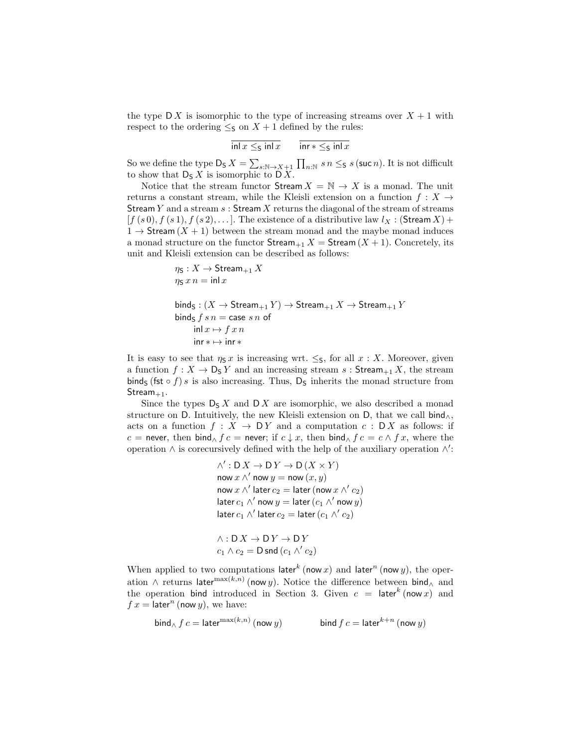the type $\mathsf{D}\,X$ is isomorphic to the type of increasing streams over $X + 1$ with respect to the ordering $\leq_{\mathsf{S}}$ on $X + 1$ defined by the rules:

$$\frac{}{\mathsf{inl}\,x \leq_{\mathsf{S}} \mathsf{inl}\,x} \qquad \frac{}{\mathsf{inr}\,* \leq_{\mathsf{S}} \mathsf{inl}\,x}$$

So we define the type $\mathsf{D}_{\mathsf{S}}\,X = \sum_{s:\mathbb{N}\to X+1} \prod_{n:\mathbb{N}} s\,n \leq_{\mathsf{S}} s\,(\mathsf{suc}\,n)$. It is not difficult to show that $\mathsf{D}_{\mathsf{S}}\,X$ is isomorphic to $\mathsf{D}\,X$.

Notice that the stream functor $\mathsf{Stream}\,X = \mathbb{N} \to X$ is a monad. The unit returns a constant stream, while the Kleisli extension on a function $f : X \to \mathsf{Stream}\,Y$ and a stream $s : \mathsf{Stream}\,X$ returns the diagonal of the stream of streams $[f\,(s\,0), f\,(s\,1), f\,(s\,2), \dots]$. The existence of a distributive law $l_X : (\mathsf{Stream}\,X) + 1 \to \mathsf{Stream}\,(X + 1)$ between the stream monad and the maybe monad induces a monad structure on the functor $\mathsf{Stream}_{+1}\,X = \mathsf{Stream}\,(X + 1)$. Concretely, its unit and Kleisli extension can be described as follows:

$$\begin{aligned}
&\eta_{\mathsf{S}} : X \to \mathsf{Stream}_{+1}\,X\\
&\eta_{\mathsf{S}}\,x\,n = \mathsf{inl}\,x\\[1em]
&\mathsf{bind}_{\mathsf{S}} : (X \to \mathsf{Stream}_{+1}\,Y) \to \mathsf{Stream}_{+1}\,X \to \mathsf{Stream}_{+1}\,Y\\
&\mathsf{bind}_{\mathsf{S}}\,f\,s\,n = \mathsf{case}\ s\,n\ \mathsf{of}\\
&\qquad \mathsf{inl}\,x \mapsto f\,x\,n\\
&\qquad \mathsf{inr}\,* \mapsto \mathsf{inr}\,*
\end{aligned}$$

It is easy to see that $\eta_{\mathsf{S}}\,x$ is increasing wrt. $\leq_{\mathsf{S}}$, for all $x : X$. Moreover, given a function $f : X \to \mathsf{D}_{\mathsf{S}}\,Y$ and an increasing stream $s : \mathsf{Stream}_{+1}\,X$, the stream $\mathsf{bind}_{\mathsf{S}}\,(\mathsf{fst} \circ f)\,s$ is also increasing. Thus, $\mathsf{D}_{\mathsf{S}}$ inherits the monad structure from $\mathsf{Stream}_{+1}$.

Since the types $\mathsf{D}_{\mathsf{S}}\,X$ and $\mathsf{D}\,X$ are isomorphic, we also described a monad structure on $\mathsf{D}$. Intuitively, the new Kleisli extension on $\mathsf{D}$, that we call $\mathsf{bind}_{\wedge}$, acts on a function $f : X \to \mathsf{D}\,Y$ and a computation $c : \mathsf{D}\,X$ as follows: if $c = \mathsf{never}$, then $\mathsf{bind}_{\wedge}\,f\,c = \mathsf{never}$; if $c \downarrow x$, then $\mathsf{bind}_{\wedge}\,f\,c = c \wedge f\,x$, where the operation $\wedge$ is corecursively defined with the help of the auxiliary operation $\wedge'$:

$$\begin{aligned}
&\wedge' : \mathsf{D}\,X \to \mathsf{D}\,Y \to \mathsf{D}\,(X \times Y)\\
&\mathsf{now}\,x \wedge' \mathsf{now}\,y = \mathsf{now}\,(x, y)\\
&\mathsf{now}\,x \wedge' \mathsf{later}\,c_2 = \mathsf{later}\,(\mathsf{now}\,x \wedge' c_2)\\
&\mathsf{later}\,c_1 \wedge' \mathsf{now}\,y = \mathsf{later}\,(c_1 \wedge' \mathsf{now}\,y)\\
&\mathsf{later}\,c_1 \wedge' \mathsf{later}\,c_2 = \mathsf{later}\,(c_1 \wedge' c_2)\\[1em]
&\wedge : \mathsf{D}\,X \to \mathsf{D}\,Y \to \mathsf{D}\,Y\\
&c_1 \wedge c_2 = \mathsf{D}\,\mathsf{snd}\,(c_1 \wedge' c_2)
\end{aligned}$$

When applied to two computations $\mathsf{later}^k\,(\mathsf{now}\,x)$ and $\mathsf{later}^n\,(\mathsf{now}\,y)$, the operation $\wedge$ returns $\mathsf{later}^{\max(k,n)}\,(\mathsf{now}\,y)$. Notice the difference between $\mathsf{bind}_{\wedge}$ and the operation $\mathsf{bind}$ introduced in Section 3. Given $c = \mathsf{later}^k\,(\mathsf{now}\,x)$ and $f\,x = \mathsf{later}^n\,(\mathsf{now}\,y)$, we have:

$$\mathsf{bind}_{\wedge}\,f\,c = \mathsf{later}^{\max(k,n)}\,(\mathsf{now}\,y) \qquad\qquad \mathsf{bind}\,f\,c = \mathsf{later}^{k+n}\,(\mathsf{now}\,y)$$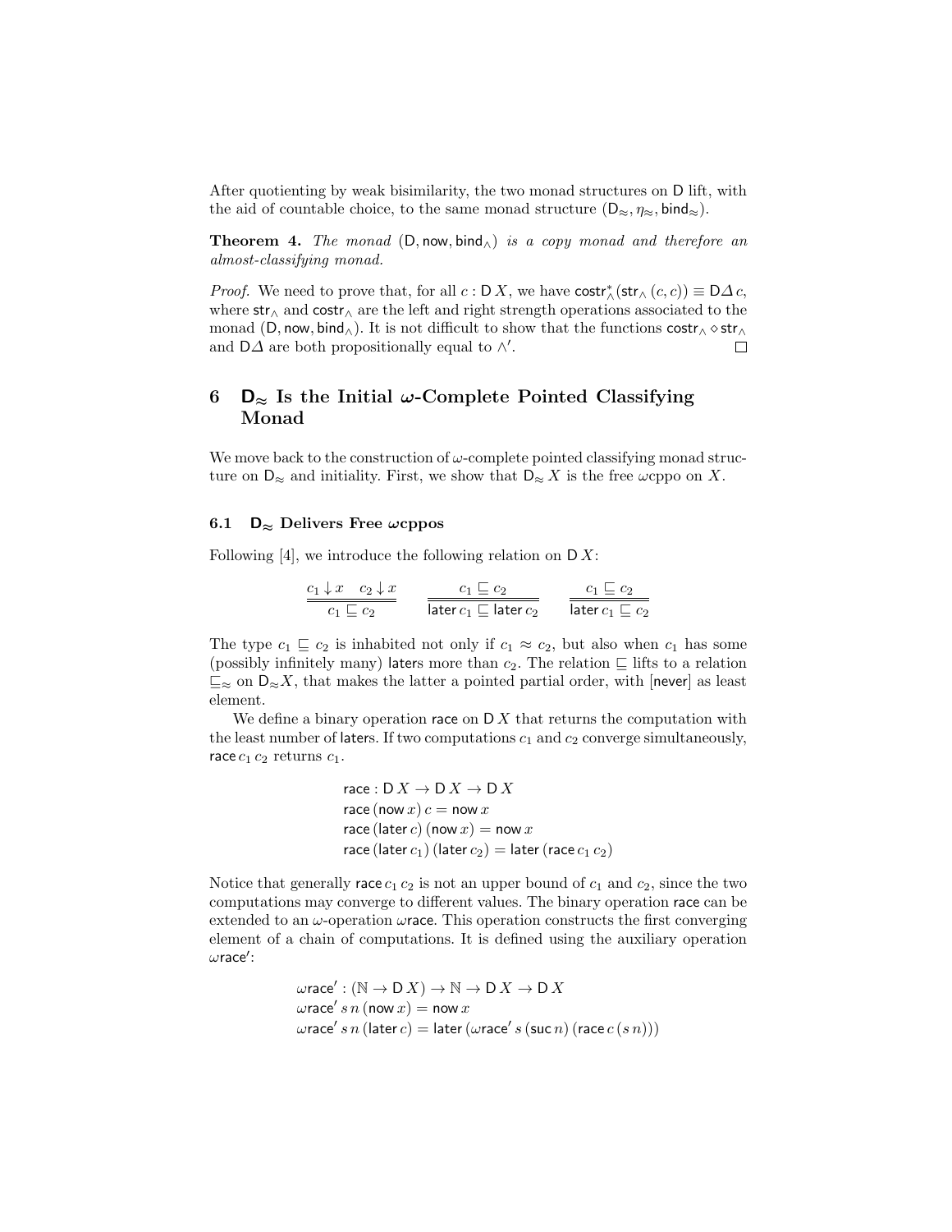After quotienting by weak bisimilarity, the two monad structures on $\mathsf{D}$ lift, with the aid of countable choice, to the same monad structure $(\mathsf{D}_{\approx}, \eta_{\approx}, \mathsf{bind}_{\approx})$.

**Theorem 4.** *The monad* $(\mathsf{D}, \mathsf{now}, \mathsf{bind}_{\wedge})$ *is a copy monad and therefore an almost-classifying monad.*

*Proof.* We need to prove that, for all $c : \mathsf{D}\,X$, we have $\mathsf{costr}^*_{\wedge}(\mathsf{str}_{\wedge}\,(c, c)) \equiv \mathsf{D}\Delta\, c$, where $\mathsf{str}_{\wedge}$ and $\mathsf{costr}_{\wedge}$ are the left and right strength operations associated to the monad $(\mathsf{D}, \mathsf{now}, \mathsf{bind}_{\wedge})$. It is not difficult to show that the functions $\mathsf{costr}_{\wedge} \diamond \mathsf{str}_{\wedge}$ and $\mathsf{D}\Delta$ are both propositionally equal to $\wedge'$. □

## 6 $\mathsf{D}_{\approx}$ Is the Initial $\omega$-Complete Pointed Classifying Monad

We move back to the construction of $\omega$-complete pointed classifying monad structure on $\mathsf{D}_{\approx}$ and initiality. First, we show that $\mathsf{D}_{\approx}\,X$ is the free $\omega$cppo on $X$.

### 6.1 $\mathsf{D}_{\approx}$ Delivers Free $\omega$cppos

Following [4], we introduce the following relation on $\mathsf{D}\,X$:

$$\frac{c_1 \downarrow x \quad c_2 \downarrow x}{c_1 \sqsubseteq c_2} \qquad \frac{c_1 \sqsubseteq c_2}{\mathsf{later}\,c_1 \sqsubseteq \mathsf{later}\,c_2} \qquad \frac{c_1 \sqsubseteq c_2}{\mathsf{later}\,c_1 \sqsubseteq c_2}$$

The type $c_1 \sqsubseteq c_2$ is inhabited not only if $c_1 \approx c_2$, but also when $c_1$ has some (possibly infinitely many) $\mathsf{later}$s more than $c_2$. The relation $\sqsubseteq$ lifts to a relation $\sqsubseteq_{\approx}$ on $\mathsf{D}_{\approx}X$, that makes the latter a pointed partial order, with $[\mathsf{never}]$ as least element.

We define a binary operation $\mathsf{race}$ on $\mathsf{D}\,X$ that returns the computation with the least number of $\mathsf{later}$s. If two computations $c_1$ and $c_2$ converge simultaneously, $\mathsf{race}\,c_1\,c_2$ returns $c_1$.

$$\begin{aligned}
&\mathsf{race} : \mathsf{D}\,X \to \mathsf{D}\,X \to \mathsf{D}\,X \\
&\mathsf{race}\,(\mathsf{now}\,x)\,c = \mathsf{now}\,x \\
&\mathsf{race}\,(\mathsf{later}\,c)\,(\mathsf{now}\,x) = \mathsf{now}\,x \\
&\mathsf{race}\,(\mathsf{later}\,c_1)\,(\mathsf{later}\,c_2) = \mathsf{later}\,(\mathsf{race}\,c_1\,c_2)
\end{aligned}$$

Notice that generally $\mathsf{race}\,c_1\,c_2$ is not an upper bound of $c_1$ and $c_2$, since the two computations may converge to different values. The binary operation $\mathsf{race}$ can be extended to an $\omega$-operation $\omega\mathsf{race}$. This operation constructs the first converging element of a chain of computations. It is defined using the auxiliary operation $\omega\mathsf{race}'$:

$$\begin{aligned}
&\omega\mathsf{race}' : (\mathbb{N} \to \mathsf{D}\,X) \to \mathbb{N} \to \mathsf{D}\,X \to \mathsf{D}\,X \\
&\omega\mathsf{race}'\,s\,n\,(\mathsf{now}\,x) = \mathsf{now}\,x \\
&\omega\mathsf{race}'\,s\,n\,(\mathsf{later}\,c) = \mathsf{later}\,(\omega\mathsf{race}'\,s\,(\mathsf{suc}\,n)\,(\mathsf{race}\,c\,(s\,n)))
\end{aligned}$$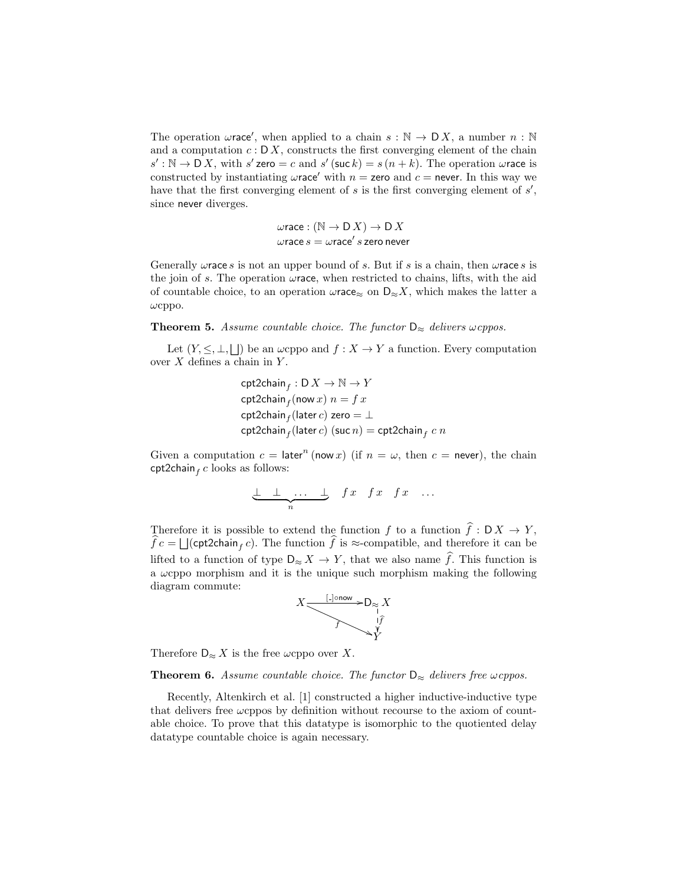The operation $\omega\mathsf{race}'$, when applied to a chain $s : \mathbb{N} \to \mathsf{D}\,X$, a number $n : \mathbb{N}$ and a computation $c : \mathsf{D}\,X$, constructs the first converging element of the chain $s' : \mathbb{N} \to \mathsf{D}\,X$, with $s'\,\mathsf{zero} = c$ and $s'\,(\mathsf{suc}\,k) = s\,(n + k)$. The operation $\omega\mathsf{race}$ is constructed by instantiating $\omega\mathsf{race}'$ with $n = \mathsf{zero}$ and $c = \mathsf{never}$. In this way we have that the first converging element of $s$ is the first converging element of $s'$, since $\mathsf{never}$ diverges.

$$\omega\mathsf{race} : (\mathbb{N} \to \mathsf{D}\,X) \to \mathsf{D}\,X$$
$$\omega\mathsf{race}\,s = \omega\mathsf{race}'\,s\,\mathsf{zero}\,\mathsf{never}$$

Generally $\omega\mathsf{race}\,s$ is not an upper bound of $s$. But if $s$ is a chain, then $\omega\mathsf{race}\,s$ is the join of $s$. The operation $\omega\mathsf{race}$, when restricted to chains, lifts, with the aid of countable choice, to an operation $\omega\mathsf{race}_{\approx}$ on $\mathsf{D}_{\approx}X$, which makes the latter a $\omega$cppo.

**Theorem 5.** *Assume countable choice. The functor $\mathsf{D}_{\approx}$ delivers $\omega$cppos.*

Let $(Y, \leq, \perp, \bigsqcup)$ be an $\omega$cppo and $f : X \to Y$ a function. Every computation over $X$ defines a chain in $Y$.

$$\mathsf{cpt2chain}_f : \mathsf{D}\,X \to \mathbb{N} \to Y$$
$$\mathsf{cpt2chain}_f (\mathsf{now}\,x)\ n = f\,x$$
$$\mathsf{cpt2chain}_f (\mathsf{later}\,c)\ \mathsf{zero} = \perp$$
$$\mathsf{cpt2chain}_f (\mathsf{later}\,c)\ (\mathsf{suc}\,n) = \mathsf{cpt2chain}_f\ c\ n$$

Given a computation $c = \mathsf{later}^n\,(\mathsf{now}\,x)$ (if $n = \omega$, then $c = \mathsf{never}$), the chain $\mathsf{cpt2chain}_f\,c$ looks as follows:

$$\underbrace{\perp \quad \perp \quad \ldots \quad \perp}_{n} \quad f\,x \quad f\,x \quad f\,x \quad \ldots$$

Therefore it is possible to extend the function $f$ to a function $\widehat{f} : \mathsf{D}\,X \to Y$, $\widehat{f}\,c = \bigsqcup(\mathsf{cpt2chain}_f\,c)$. The function $\widehat{f}$ is $\approx$-compatible, and therefore it can be lifted to a function of type $\mathsf{D}_{\approx}\,X \to Y$, that we also name $\widehat{f}$. This function is a $\omega$cppo morphism and it is the unique such morphism making the following diagram commute:

$$X \xrightarrow{[\_]\circ\mathsf{now}} \mathsf{D}_{\approx}\,X, \quad X \xrightarrow{f} Y, \quad \mathsf{D}_{\approx}\,X \xrightarrow{\widehat{f}} Y$$

Therefore $\mathsf{D}_{\approx}\,X$ is the free $\omega$cppo over $X$.

**Theorem 6.** *Assume countable choice. The functor $\mathsf{D}_{\approx}$ delivers free $\omega$cppos.*

Recently, Altenkirch et al. [1] constructed a higher inductive-inductive type that delivers free $\omega$cppos by definition without recourse to the axiom of countable choice. To prove that this datatype is isomorphic to the quotiented delay datatype countable choice is again necessary.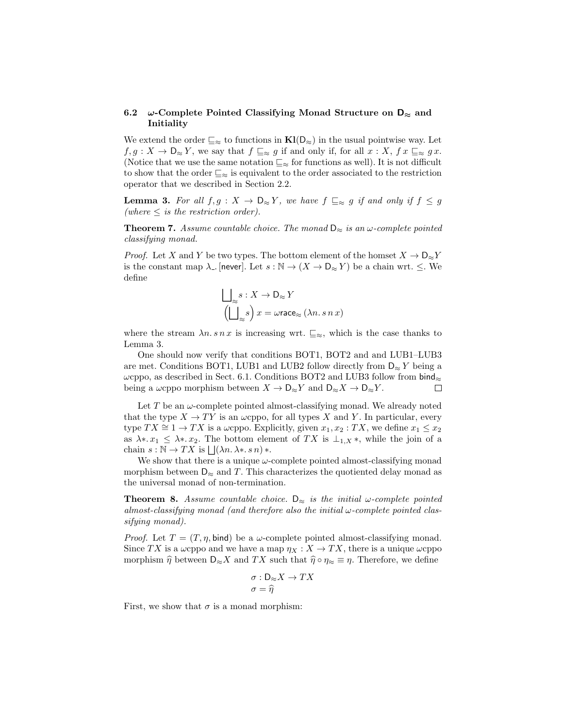### 6.2 $\omega$-Complete Pointed Classifying Monad Structure on $\mathsf{D}_{\approx}$ and Initiality

We extend the order $\sqsubseteq_{\approx}$ to functions in $\mathbf{Kl}(\mathsf{D}_{\approx})$ in the usual pointwise way. Let $f, g : X \to \mathsf{D}_{\approx} Y$, we say that $f \sqsubseteq_{\approx} g$ if and only if, for all $x : X$, $f\,x \sqsubseteq_{\approx} g\,x$. (Notice that we use the same notation $\sqsubseteq_{\approx}$ for functions as well). It is not difficult to show that the order $\sqsubseteq_{\approx}$ is equivalent to the order associated to the restriction operator that we described in Section 2.2.

**Lemma 3.** *For all $f, g : X \to \mathsf{D}_{\approx} Y$, we have $f \sqsubseteq_{\approx} g$ if and only if $f \leq g$ (where $\leq$ is the restriction order).*

**Theorem 7.** *Assume countable choice. The monad $\mathsf{D}_{\approx}$ is an $\omega$-complete pointed classifying monad.*

*Proof.* Let $X$ and $Y$ be two types. The bottom element of the homset $X \to \mathsf{D}_{\approx} Y$ is the constant map $\lambda\_.\, [\mathsf{never}]$. Let $s : \mathbb{N} \to (X \to \mathsf{D}_{\approx} Y)$ be a chain wrt. $\leq$. We define

$$\bigsqcup\nolimits_{\approx} s : X \to \mathsf{D}_{\approx} Y$$
$$\left(\bigsqcup\nolimits_{\approx} s\right) x = \omega\mathsf{race}_{\approx}\,(\lambda n.\, s\,n\,x)$$

where the stream $\lambda n.\, s\,n\,x$ is increasing wrt. $\sqsubseteq_{\approx}$, which is the case thanks to Lemma 3.

One should now verify that conditions BOT1, BOT2 and and LUB1–LUB3 are met. Conditions BOT1, LUB1 and LUB2 follow directly from $\mathsf{D}_{\approx} Y$ being a $\omega$cppo, as described in Sect. 6.1. Conditions BOT2 and LUB3 follow from $\mathsf{bind}_{\approx}$ being a $\omega$cppo morphism between $X \to \mathsf{D}_{\approx} Y$ and $\mathsf{D}_{\approx} X \to \mathsf{D}_{\approx} Y$. $\square$

Let $T$ be an $\omega$-complete pointed almost-classifying monad. We already noted that the type $X \to TY$ is an $\omega$cppo, for all types $X$ and $Y$. In particular, every type $TX \cong 1 \to TX$ is a $\omega$cppo. Explicitly, given $x_1, x_2 : TX$, we define $x_1 \leq x_2$ as $\lambda *.\, x_1 \leq \lambda *.\, x_2$. The bottom element of $TX$ is $\perp_{1,X} *$, while the join of a chain $s : \mathbb{N} \to TX$ is $\bigsqcup(\lambda n.\, \lambda *.\, s\,n)\,*$.

We show that there is a unique $\omega$-complete pointed almost-classifying monad morphism between $\mathsf{D}_{\approx}$ and $T$. This characterizes the quotiented delay monad as the universal monad of non-termination.

**Theorem 8.** *Assume countable choice. $\mathsf{D}_{\approx}$ is the initial $\omega$-complete pointed almost-classifying monad (and therefore also the initial $\omega$-complete pointed classifying monad).*

*Proof.* Let $T = (T, \eta, \mathsf{bind})$ be a $\omega$-complete pointed almost-classifying monad. Since $TX$ is a $\omega$cppo and we have a map $\eta_X : X \to TX$, there is a unique $\omega$cppo morphism $\widehat{\eta}$ between $\mathsf{D}_{\approx} X$ and $TX$ such that $\widehat{\eta} \circ \eta_{\approx} \equiv \eta$. Therefore, we define

$$\sigma : \mathsf{D}_{\approx} X \to TX$$
$$\sigma = \widehat{\eta}$$

First, we show that $\sigma$ is a monad morphism: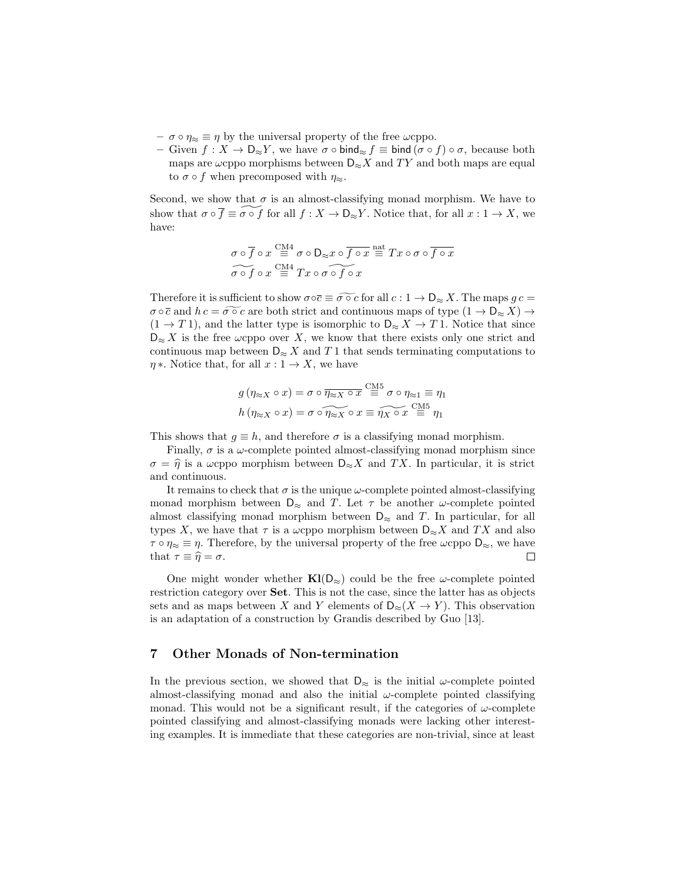– $\sigma \circ \eta_{\approx} \equiv \eta$ by the universal property of the free $\omega$cppo.
– Given $f : X \to \mathsf{D}_{\approx} Y$, we have $\sigma \circ \mathsf{bind}_{\approx} f \equiv \mathsf{bind}\,(\sigma \circ f) \circ \sigma$, because both maps are $\omega$cppo morphisms between $\mathsf{D}_{\approx} X$ and $TY$ and both maps are equal to $\sigma \circ f$ when precomposed with $\eta_{\approx}$.

Second, we show that $\sigma$ is an almost-classifying monad morphism. We have to show that $\sigma \circ \overline{f} \equiv \widetilde{\sigma \circ f}$ for all $f : X \to \mathsf{D}_{\approx} Y$. Notice that, for all $x : 1 \to X$, we have:

$$\sigma \circ \overline{f} \circ x \overset{\text{CM4}}{\equiv} \sigma \circ \mathsf{D}_{\approx} x \circ \overline{f \circ x} \overset{\text{nat}}{\equiv} Tx \circ \sigma \circ \overline{f \circ x}$$
$$\widetilde{\sigma \circ f} \circ x \overset{\text{CM4}}{\equiv} Tx \circ \widetilde{\sigma \circ f \circ x}$$

Therefore it is sufficient to show $\sigma \circ \overline{c} \equiv \widetilde{\sigma \circ c}$ for all $c : 1 \to \mathsf{D}_{\approx} X$. The maps $g\, c = \sigma \circ \overline{c}$ and $h\, c = \widetilde{\sigma \circ c}$ are both strict and continuous maps of type $(1 \to \mathsf{D}_{\approx} X) \to (1 \to T\,1)$, and the latter type is isomorphic to $\mathsf{D}_{\approx} X \to T\,1$. Notice that since $\mathsf{D}_{\approx} X$ is the free $\omega$cppo over $X$, we know that there exists only one strict and continuous map between $\mathsf{D}_{\approx} X$ and $T\,1$ that sends terminating computations to $\eta\,*$. Notice that, for all $x : 1 \to X$, we have

$$g\,(\eta_{\approx X} \circ x) = \sigma \circ \overline{\eta_{\approx X} \circ x} \overset{\text{CM5}}{\equiv} \sigma \circ \eta_{\approx 1} \equiv \eta_1$$
$$h\,(\eta_{\approx X} \circ x) = \sigma \circ \widetilde{\eta_{\approx X}} \circ x \equiv \widetilde{\eta_X \circ x} \overset{\text{CM5}}{\equiv} \eta_1$$

This shows that $g \equiv h$, and therefore $\sigma$ is a classifying monad morphism.

Finally, $\sigma$ is a $\omega$-complete pointed almost-classifying monad morphism since $\sigma = \widehat{\eta}$ is a $\omega$cppo morphism between $\mathsf{D}_{\approx} X$ and $TX$. In particular, it is strict and continuous.

It remains to check that $\sigma$ is the unique $\omega$-complete pointed almost-classifying monad morphism between $\mathsf{D}_{\approx}$ and $T$. Let $\tau$ be another $\omega$-complete pointed almost classifying monad morphism between $\mathsf{D}_{\approx}$ and $T$. In particular, for all types $X$, we have that $\tau$ is a $\omega$cppo morphism between $\mathsf{D}_{\approx} X$ and $TX$ and also $\tau \circ \eta_{\approx} \equiv \eta$. Therefore, by the universal property of the free $\omega$cppo $\mathsf{D}_{\approx}$, we have that $\tau \equiv \widehat{\eta} = \sigma$. □

One might wonder whether $\mathbf{Kl}(\mathsf{D}_{\approx})$ could be the free $\omega$-complete pointed restriction category over **Set**. This is not the case, since the latter has as objects sets and as maps between $X$ and $Y$ elements of $\mathsf{D}_{\approx}(X \to Y)$. This observation is an adaptation of a construction by Grandis described by Guo [13].

## 7 Other Monads of Non-termination

In the previous section, we showed that $\mathsf{D}_{\approx}$ is the initial $\omega$-complete pointed almost-classifying monad and also the initial $\omega$-complete pointed classifying monad. This would not be a significant result, if the categories of $\omega$-complete pointed classifying and almost-classifying monads were lacking other interesting examples. It is immediate that these categories are non-trivial, since at least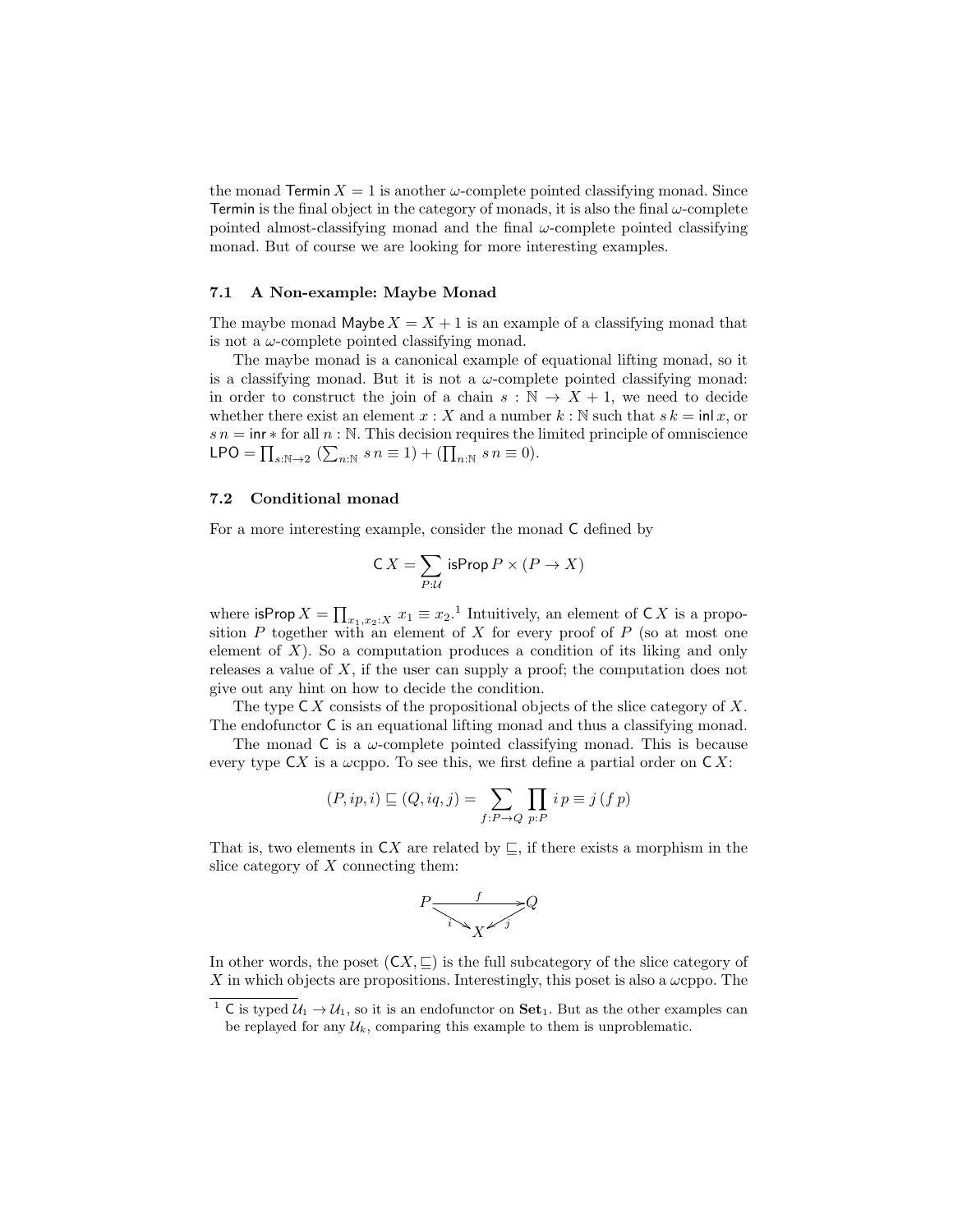the monad $\mathsf{Termin}\, X = 1$ is another $\omega$-complete pointed classifying monad. Since $\mathsf{Termin}$ is the final object in the category of monads, it is also the final $\omega$-complete pointed almost-classifying monad and the final $\omega$-complete pointed classifying monad. But of course we are looking for more interesting examples.

### 7.1 A Non-example: Maybe Monad

The maybe monad $\mathsf{Maybe}\, X = X + 1$ is an example of a classifying monad that is not a $\omega$-complete pointed classifying monad.

The maybe monad is a canonical example of equational lifting monad, so it is a classifying monad. But it is not a $\omega$-complete pointed classifying monad: in order to construct the join of a chain $s : \mathbb{N} \to X + 1$, we need to decide whether there exist an element $x : X$ and a number $k : \mathbb{N}$ such that $s\, k = \mathsf{inl}\, x$, or $s\, n = \mathsf{inr} *$ for all $n : \mathbb{N}$. This decision requires the limited principle of omniscience $\mathsf{LPO} = \prod_{s:\mathbb{N}\to 2} \left(\sum_{n:\mathbb{N}} s\, n \equiv 1\right) + \left(\prod_{n:\mathbb{N}} s\, n \equiv 0\right)$.

### 7.2 Conditional monad

For a more interesting example, consider the monad $\mathsf{C}$ defined by

$$\mathsf{C}\, X = \sum_{P:\mathcal{U}} \mathsf{isProp}\, P \times (P \to X)$$

where $\mathsf{isProp}\, X = \prod_{x_1,x_2:X} x_1 \equiv x_2$.[1] Intuitively, an element of $\mathsf{C}\, X$ is a proposition $P$ together with an element of $X$ for every proof of $P$ (so at most one element of $X$). So a computation produces a condition of its liking and only releases a value of $X$, if the user can supply a proof; the computation does not give out any hint on how to decide the condition.

The type $\mathsf{C}\, X$ consists of the propositional objects of the slice category of $X$. The endofunctor $\mathsf{C}$ is an equational lifting monad and thus a classifying monad.

The monad $\mathsf{C}$ is a $\omega$-complete pointed classifying monad. This is because every type $\mathsf{C}X$ is a $\omega$cppo. To see this, we first define a partial order on $\mathsf{C}\, X$:

$$(P, ip, i) \sqsubseteq (Q, iq, j) = \sum_{f:P\to Q} \prod_{p:P} i\, p \equiv j\, (f\, p)$$

That is, two elements in $\mathsf{C}X$ are related by $\sqsubseteq$, if there exists a morphism in the slice category of $X$ connecting them:

$$\begin{array}{ccc} P & \xrightarrow{\ f\ } & Q \\ & {\scriptstyle i}\searrow \quad \swarrow{\scriptstyle j} & \\ & X & \end{array}$$

In other words, the poset $(\mathsf{C}X, \sqsubseteq)$ is the full subcategory of the slice category of $X$ in which objects are propositions. Interestingly, this poset is also a $\omega$cppo. The

[1] $\mathsf{C}$ is typed $\mathcal{U}_1 \to \mathcal{U}_1$, so it is an endofunctor on $\mathbf{Set}_1$. But as the other examples can be replayed for any $\mathcal{U}_k$, comparing this example to them is unproblematic.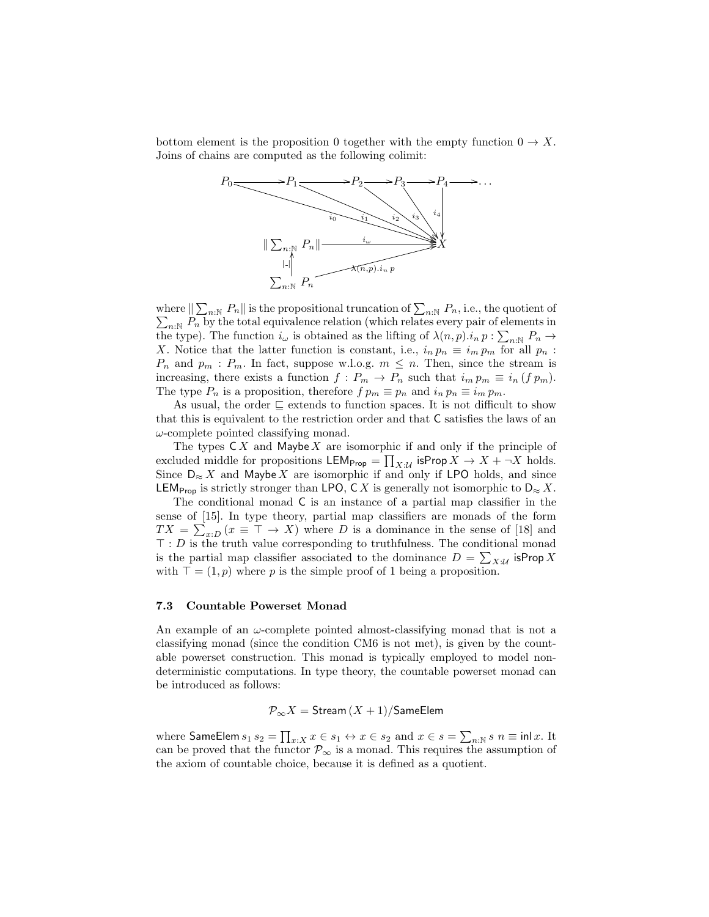bottom element is the proposition 0 together with the empty function $0 \to X$. Joins of chains are computed as the following colimit:

$$
\begin{array}{ccccccccccc}
P_0 & \longrightarrow & P_1 & \longrightarrow & P_2 & \longrightarrow & P_3 & \longrightarrow & P_4 & \longrightarrow & \dots \\
 & & & & & & & & \downarrow{\scriptstyle i_4} & & \\
\|\sum_{n:\mathbb{N}} P_n\| & & & \xrightarrow{\quad i_\omega \quad} & & & & & X & & \\
\uparrow{\scriptstyle |\text{-}|} & & & & & & & & & & \\
\sum_{n:\mathbb{N}} P_n & & & \xrightarrow{\lambda(n,p).i_n\,p} & & & & & X & &
\end{array}
$$

(with arrows $i_0, i_1, i_2, i_3, i_4$ from $P_0, P_1, P_2, P_3, P_4$ to $X$)

where $\|\sum_{n:\mathbb{N}} P_n\|$ is the propositional truncation of $\sum_{n:\mathbb{N}} P_n$, i.e., the quotient of $\sum_{n:\mathbb{N}} P_n$ by the total equivalence relation (which relates every pair of elements in the type). The function $i_\omega$ is obtained as the lifting of $\lambda(n,p).i_n\,p : \sum_{n:\mathbb{N}} P_n \to X$. Notice that the latter function is constant, i.e., $i_n\,p_n \equiv i_m\,p_m$ for all $p_n : P_n$ and $p_m : P_m$. In fact, suppose w.l.o.g. $m \leq n$. Then, since the stream is increasing, there exists a function $f : P_m \to P_n$ such that $i_m\,p_m \equiv i_n\,(f\,p_m)$. The type $P_n$ is a proposition, therefore $f\,p_m \equiv p_n$ and $i_n\,p_n \equiv i_m\,p_m$.

As usual, the order $\sqsubseteq$ extends to function spaces. It is not difficult to show that this is equivalent to the restriction order and that $\mathsf{C}$ satisfies the laws of an $\omega$-complete pointed classifying monad.

The types $\mathsf{C}\,X$ and $\mathsf{Maybe}\,X$ are isomorphic if and only if the principle of excluded middle for propositions $\mathsf{LEM}_{\mathsf{Prop}} = \prod_{X:\mathcal{U}} \mathsf{isProp}\,X \to X + \neg X$ holds. Since $\mathsf{D}_\approx X$ and $\mathsf{Maybe}\,X$ are isomorphic if and only if $\mathsf{LPO}$ holds, and since $\mathsf{LEM}_{\mathsf{Prop}}$ is strictly stronger than $\mathsf{LPO}$, $\mathsf{C}\,X$ is generally not isomorphic to $\mathsf{D}_\approx X$.

The conditional monad $\mathsf{C}$ is an instance of a partial map classifier in the sense of [15]. In type theory, partial map classifiers are monads of the form $TX = \sum_{x:D} (x \equiv \top \to X)$ where $D$ is a dominance in the sense of [18] and $\top : D$ is the truth value corresponding to truthfulness. The conditional monad is the partial map classifier associated to the dominance $D = \sum_{X:\mathcal{U}} \mathsf{isProp}\,X$ with $\top = (1, p)$ where $p$ is the simple proof of 1 being a proposition.

### 7.3 Countable Powerset Monad

An example of an $\omega$-complete pointed almost-classifying monad that is not a classifying monad (since the condition CM6 is not met), is given by the countable powerset construction. This monad is typically employed to model nondeterministic computations. In type theory, the countable powerset monad can be introduced as follows:

$$\mathcal{P}_\infty X = \mathsf{Stream}\,(X+1)/\mathsf{SameElem}$$

where $\mathsf{SameElem}\,s_1\,s_2 = \prod_{x:X} x \in s_1 \leftrightarrow x \in s_2$ and $x \in s = \sum_{n:\mathbb{N}} s\;n \equiv \mathsf{inl}\,x$. It can be proved that the functor $\mathcal{P}_\infty$ is a monad. This requires the assumption of the axiom of countable choice, because it is defined as a quotient.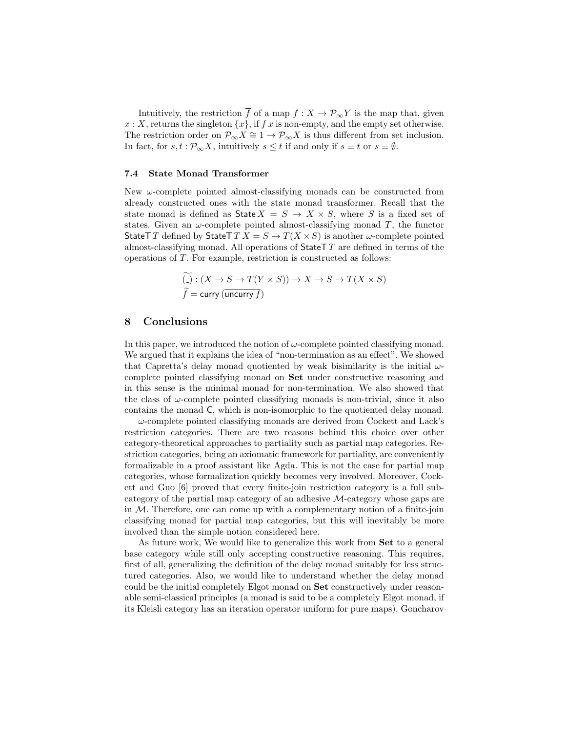Intuitively, the restriction $\overline{f}$ of a map $f : X \to \mathcal{P}_\infty Y$ is the map that, given $x : X$, returns the singleton $\{x\}$, if $f\,x$ is non-empty, and the empty set otherwise. The restriction order on $\mathcal{P}_\infty X \cong 1 \to \mathcal{P}_\infty X$ is thus different from set inclusion. In fact, for $s, t : \mathcal{P}_\infty X$, intuitively $s \leq t$ if and only if $s \equiv t$ or $s \equiv \emptyset$.

### 7.4 State Monad Transformer

New $\omega$-complete pointed almost-classifying monads can be constructed from already constructed ones with the state monad transformer. Recall that the state monad is defined as $\mathsf{State}\,X = S \to X \times S$, where $S$ is a fixed set of states. Given an $\omega$-complete pointed almost-classifying monad $T$, the functor $\mathsf{StateT}\,T$ defined by $\mathsf{StateT}\,T\,X = S \to T(X \times S)$ is another $\omega$-complete pointed almost-classifying monad. All operations of $\mathsf{StateT}\,T$ are defined in terms of the operations of $T$. For example, restriction is constructed as follows:

$$\widetilde{(\_)} : (X \to S \to T(Y \times S)) \to X \to S \to T(X \times S)$$
$$\widetilde{f} = \mathsf{curry}\,(\overline{\mathsf{uncurry}\,f})$$

## 8 Conclusions

In this paper, we introduced the notion of $\omega$-complete pointed classifying monad. We argued that it explains the idea of "non-termination as an effect". We showed that Capretta's delay monad quotiented by weak bisimilarity is the initial $\omega$-complete pointed classifying monad on **Set** under constructive reasoning and in this sense is the minimal monad for non-termination. We also showed that the class of $\omega$-complete pointed classifying monads is non-trivial, since it also contains the monad $\mathsf{C}$, which is non-isomorphic to the quotiented delay monad.

$\omega$-complete pointed classifying monads are derived from Cockett and Lack's restriction categories. There are two reasons behind this choice over other category-theoretical approaches to partiality such as partial map categories. Restriction categories, being an axiomatic framework for partiality, are conveniently formalizable in a proof assistant like Agda. This is not the case for partial map categories, whose formalization quickly becomes very involved. Moreover, Cockett and Guo [6] proved that every finite-join restriction category is a full subcategory of the partial map category of an adhesive $\mathcal{M}$-category whose gaps are in $\mathcal{M}$. Therefore, one can come up with a complementary notion of a finite-join classifying monad for partial map categories, but this will inevitably be more involved than the simple notion considered here.

As future work, We would like to generalize this work from **Set** to a general base category while still only accepting constructive reasoning. This requires, first of all, generalizing the definition of the delay monad suitably for less structured categories. Also, we would like to understand whether the delay monad could be the initial completely Elgot monad on **Set** constructively under reasonable semi-classical principles (a monad is said to be a completely Elgot monad, if its Kleisli category has an iteration operator uniform for pure maps). Goncharov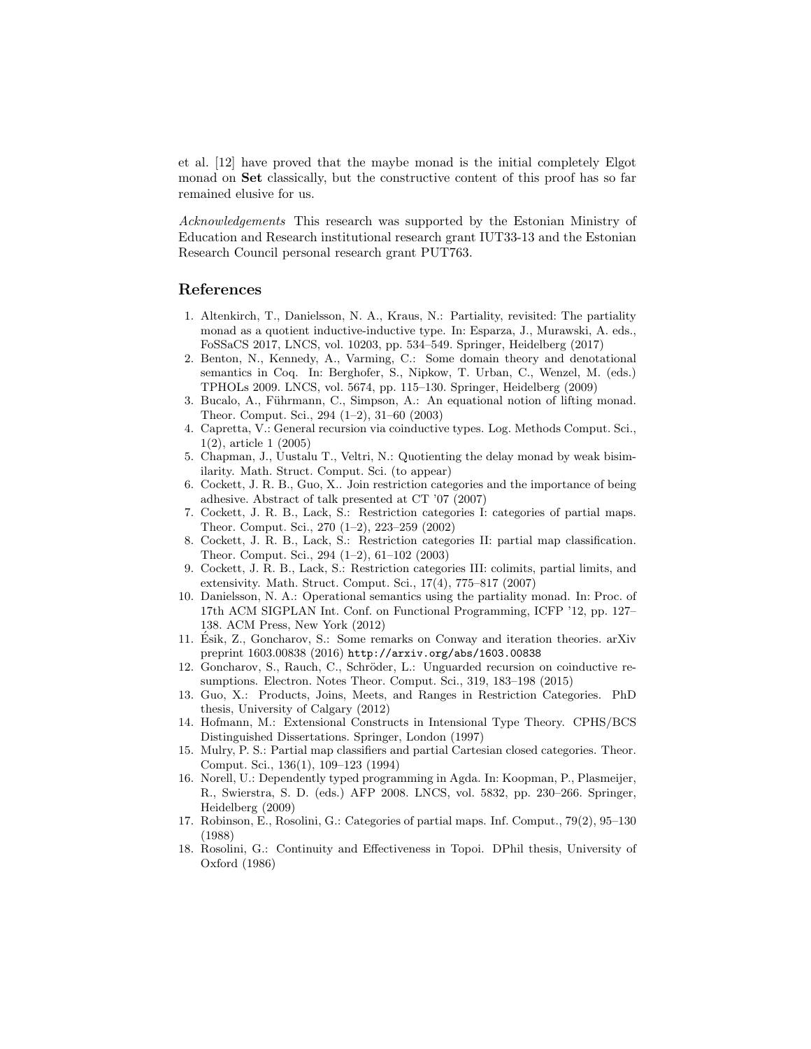et al. [12] have proved that the maybe monad is the initial completely Elgot monad on **Set** classically, but the constructive content of this proof has so far remained elusive for us.

*Acknowledgements* This research was supported by the Estonian Ministry of Education and Research institutional research grant IUT33-13 and the Estonian Research Council personal research grant PUT763.

## References

1. Altenkirch, T., Danielsson, N. A., Kraus, N.: Partiality, revisited: The partiality monad as a quotient inductive-inductive type. In: Esparza, J., Murawski, A. eds., FoSSaCS 2017, LNCS, vol. 10203, pp. 534–549. Springer, Heidelberg (2017)
2. Benton, N., Kennedy, A., Varming, C.: Some domain theory and denotational semantics in Coq. In: Berghofer, S., Nipkow, T. Urban, C., Wenzel, M. (eds.) TPHOLs 2009. LNCS, vol. 5674, pp. 115–130. Springer, Heidelberg (2009)
3. Bucalo, A., Führmann, C., Simpson, A.: An equational notion of lifting monad. Theor. Comput. Sci., 294 (1–2), 31–60 (2003)
4. Capretta, V.: General recursion via coinductive types. Log. Methods Comput. Sci., 1(2), article 1 (2005)
5. Chapman, J., Uustalu T., Veltri, N.: Quotienting the delay monad by weak bisimilarity. Math. Struct. Comput. Sci. (to appear)
6. Cockett, J. R. B., Guo, X.. Join restriction categories and the importance of being adhesive. Abstract of talk presented at CT '07 (2007)
7. Cockett, J. R. B., Lack, S.: Restriction categories I: categories of partial maps. Theor. Comput. Sci., 270 (1–2), 223–259 (2002)
8. Cockett, J. R. B., Lack, S.: Restriction categories II: partial map classification. Theor. Comput. Sci., 294 (1–2), 61–102 (2003)
9. Cockett, J. R. B., Lack, S.: Restriction categories III: colimits, partial limits, and extensivity. Math. Struct. Comput. Sci., 17(4), 775–817 (2007)
10. Danielsson, N. A.: Operational semantics using the partiality monad. In: Proc. of 17th ACM SIGPLAN Int. Conf. on Functional Programming, ICFP '12, pp. 127–138. ACM Press, New York (2012)
11. Ésik, Z., Goncharov, S.: Some remarks on Conway and iteration theories. arXiv preprint 1603.00838 (2016) http://arxiv.org/abs/1603.00838
12. Goncharov, S., Rauch, C., Schröder, L.: Unguarded recursion on coinductive resumptions. Electron. Notes Theor. Comput. Sci., 319, 183–198 (2015)
13. Guo, X.: Products, Joins, Meets, and Ranges in Restriction Categories. PhD thesis, University of Calgary (2012)
14. Hofmann, M.: Extensional Constructs in Intensional Type Theory. CPHS/BCS Distinguished Dissertations. Springer, London (1997)
15. Mulry, P. S.: Partial map classifiers and partial Cartesian closed categories. Theor. Comput. Sci., 136(1), 109–123 (1994)
16. Norell, U.: Dependently typed programming in Agda. In: Koopman, P., Plasmeijer, R., Swierstra, S. D. (eds.) AFP 2008. LNCS, vol. 5832, pp. 230–266. Springer, Heidelberg (2009)
17. Robinson, E., Rosolini, G.: Categories of partial maps. Inf. Comput., 79(2), 95–130 (1988)
18. Rosolini, G.: Continuity and Effectiveness in Topoi. DPhil thesis, University of Oxford (1986)